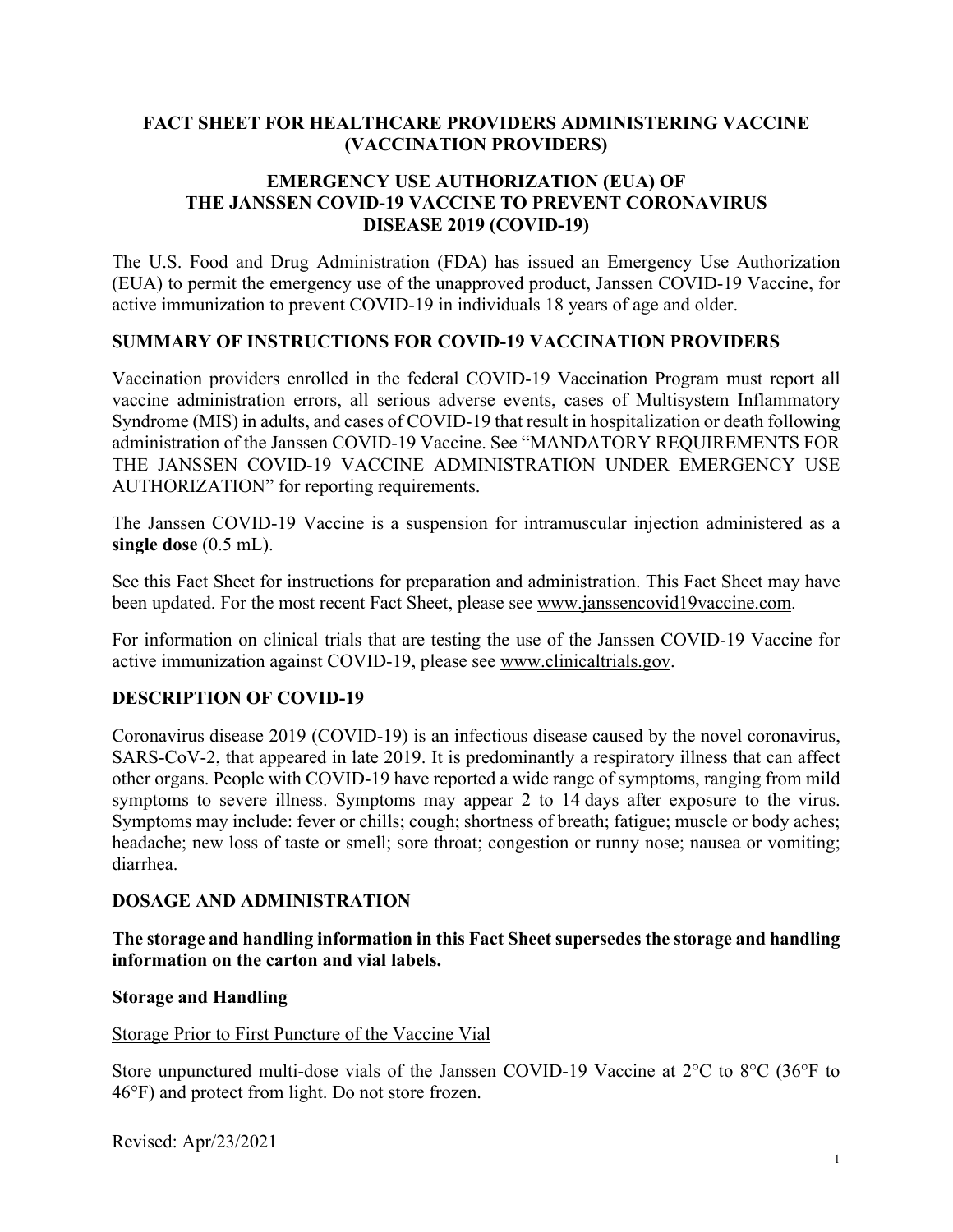# FACT SHEET FOR HEALTHCARE PROVIDERS ADMINISTERING VACCINE (VACCINATION PROVIDERS)

## EMERGENCY USE AUTHORIZATION (EUA) OF THE JANSSEN COVID-19 VACCINE TO PREVENT CORONAVIRUS DISEASE 2019 (COVID-19)

The U.S. Food and Drug Administration (FDA) has issued an Emergency Use Authorization (EUA) to permit the emergency use of the unapproved product, Janssen COVID-19 Vaccine, for active immunization to prevent COVID-19 in individuals 18 years of age and older.

## SUMMARY OF INSTRUCTIONS FOR COVID-19 VACCINATION PROVIDERS

Vaccination providers enrolled in the federal COVID-19 Vaccination Program must report all vaccine administration errors, all serious adverse events, cases of Multisystem Inflammatory Syndrome (MIS) in adults, and cases of COVID-19 that result in hospitalization or death following administration of the Janssen COVID-19 Vaccine. See "MANDATORY REQUIREMENTS FOR THE JANSSEN COVID-19 VACCINE ADMINISTRATION UNDER EMERGENCY USE AUTHORIZATION" for reporting requirements.

The Janssen COVID-19 Vaccine is a suspension for intramuscular injection administered as a **single dose** (0.5 mL).

See this Fact Sheet for instructions for preparation and administration. This Fact Sheet may have been updated. For the most recent Fact Sheet, please see www.janssencovid19vaccine.com.

For information on clinical trials that are testing the use of the Janssen COVID-19 Vaccine for active immunization against COVID-19, please see www.clinicaltrials.gov.

## DESCRIPTION OF COVID-19

Coronavirus disease 2019 (COVID-19) is an infectious disease caused by the novel coronavirus, SARS-CoV-2, that appeared in late 2019. It is predominantly a respiratory illness that can affect other organs. People with COVID-19 have reported a wide range of symptoms, ranging from mild symptoms to severe illness. Symptoms may appear 2 to 14 days after exposure to the virus. Symptoms may include: fever or chills; cough; shortness of breath; fatigue; muscle or body aches; headache; new loss of taste or smell; sore throat; congestion or runny nose; nausea or vomiting; diarrhea.

## DOSAGE AND ADMINISTRATION

**The storage and handling information in this Fact Sheet supersedes the storage and handling information on the carton and vial labels.**

### Storage and Handling

Storage Prior to First Puncture of the Vaccine Vial

Store unpunctured multi-dose vials of the Janssen COVID-19 Vaccine at 2°C to 8°C (36°F to 46°F) and protect from light. Do not store frozen.

Revised: Apr/23/2021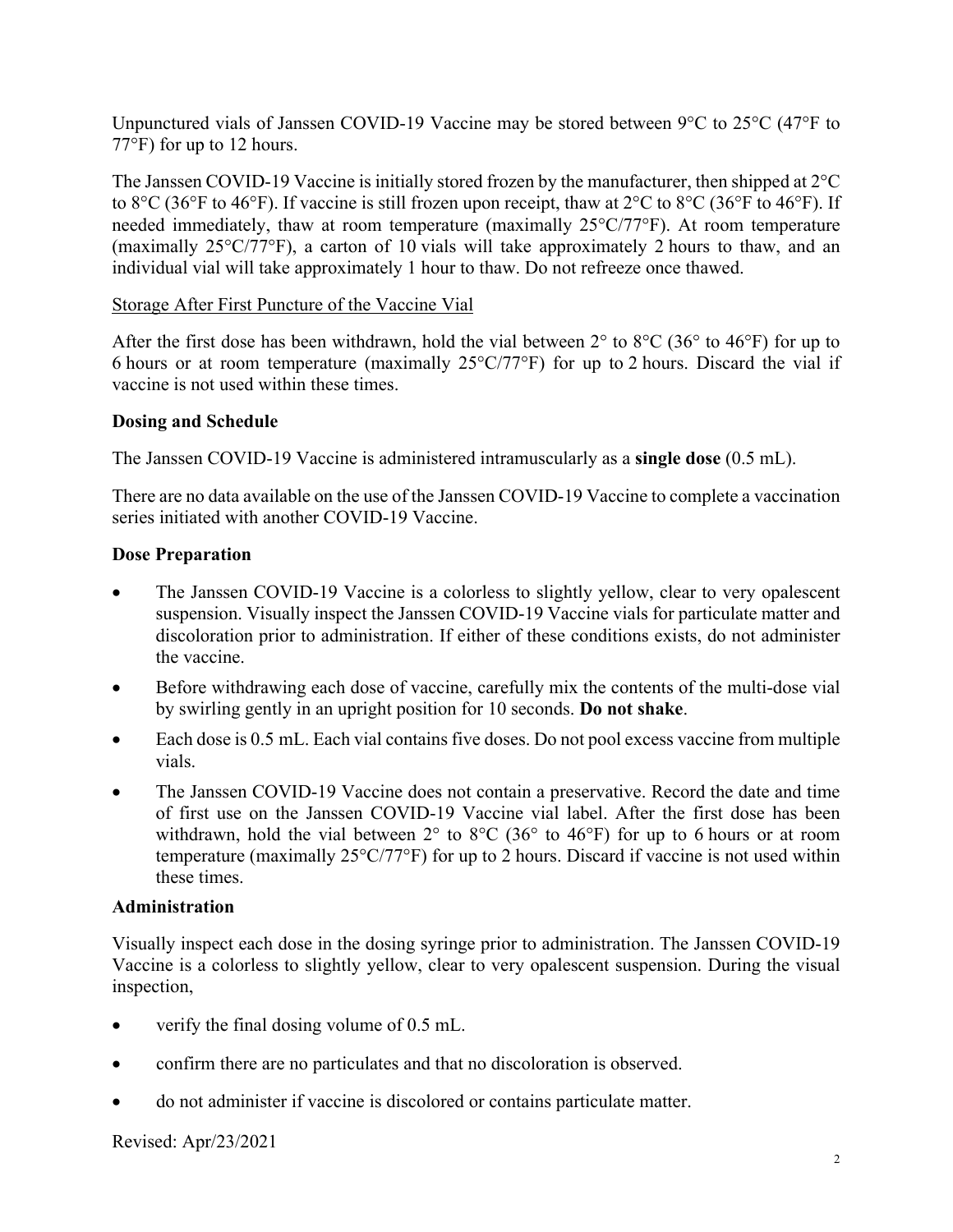Unpunctured vials of Janssen COVID-19 Vaccine may be stored between 9°C to 25°C (47°F to 77°F) for up to 12 hours.

The Janssen COVID-19 Vaccine is initially stored frozen by the manufacturer, then shipped at 2°C to 8°C (36°F to 46°F). If vaccine is still frozen upon receipt, thaw at 2°C to 8°C (36°F to 46°F). If needed immediately, thaw at room temperature (maximally 25°C/77°F). At room temperature (maximally 25°C/77°F), a carton of 10 vials will take approximately 2 hours to thaw, and an individual vial will take approximately 1 hour to thaw. Do not refreeze once thawed.

Storage After First Puncture of the Vaccine Vial

After the first dose has been withdrawn, hold the vial between 2° to 8°C (36° to 46°F) for up to 6 hours or at room temperature (maximally 25°C/77°F) for up to 2 hours. Discard the vial if vaccine is not used within these times.

**Dosing and Schedule**

The Janssen COVID-19 Vaccine is administered intramuscularly as a **single dose** (0.5 mL).

There are no data available on the use of the Janssen COVID-19 Vaccine to complete a vaccination series initiated with another COVID-19 Vaccine.

**Dose Preparation**

- The Janssen COVID-19 Vaccine is a colorless to slightly yellow, clear to very opalescent suspension. Visually inspect the Janssen COVID-19 Vaccine vials for particulate matter and discoloration prior to administration. If either of these conditions exists, do not administer the vaccine.
- Before withdrawing each dose of vaccine, carefully mix the contents of the multi-dose vial by swirling gently in an upright position for 10 seconds. **Do not shake**.
- Each dose is 0.5 mL. Each vial contains five doses. Do not pool excess vaccine from multiple vials.
- The Janssen COVID-19 Vaccine does not contain a preservative. Record the date and time of first use on the Janssen COVID-19 Vaccine vial label. After the first dose has been withdrawn, hold the vial between 2° to 8°C (36° to 46°F) for up to 6 hours or at room temperature (maximally 25°C/77°F) for up to 2 hours. Discard if vaccine is not used within these times.

**Administration**

Visually inspect each dose in the dosing syringe prior to administration. The Janssen COVID-19 Vaccine is a colorless to slightly yellow, clear to very opalescent suspension. During the visual inspection,

- verify the final dosing volume of 0.5 mL.
- confirm there are no particulates and that no discoloration is observed.
- do not administer if vaccine is discolored or contains particulate matter.

Revised: Apr/23/2021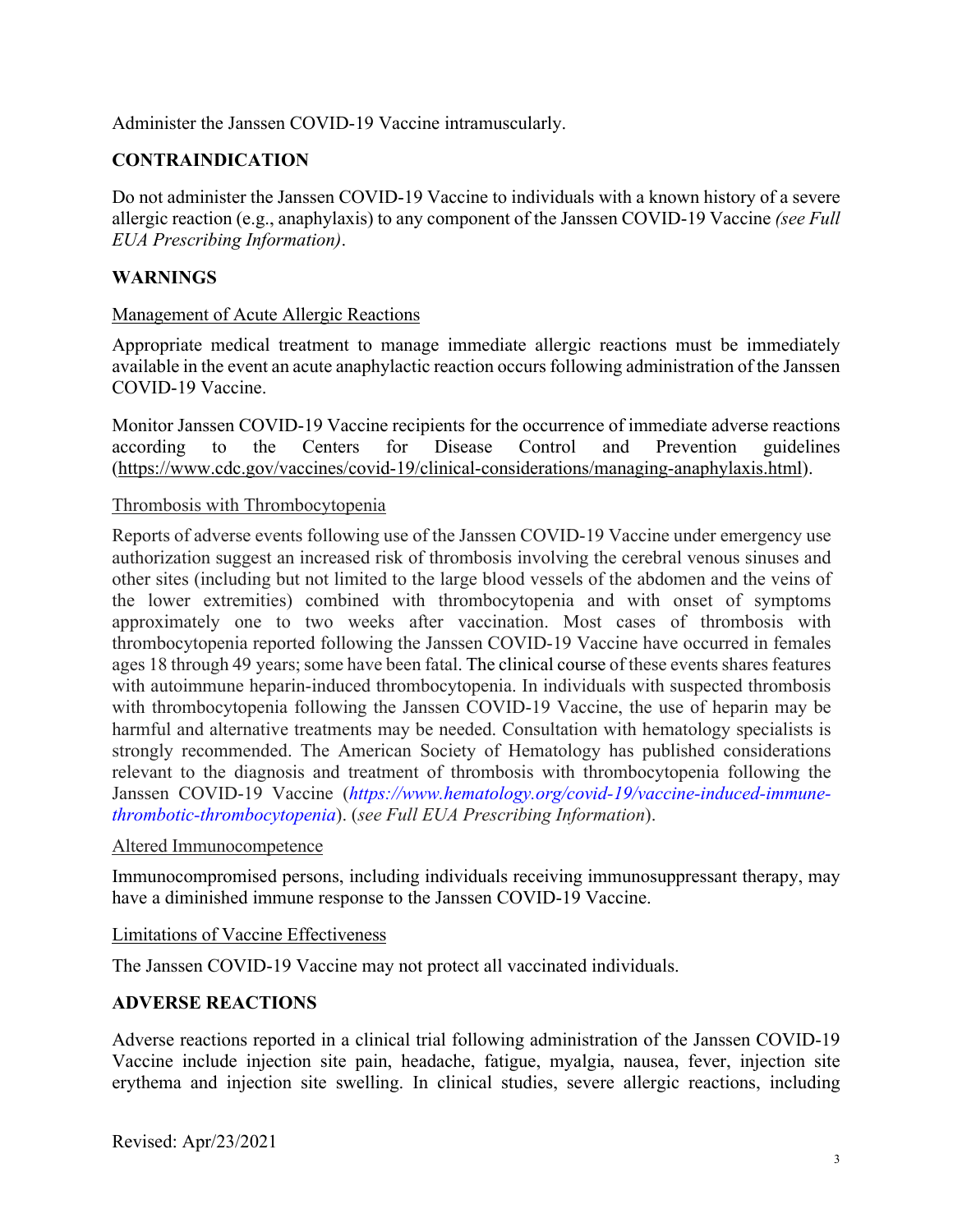Administer the Janssen COVID-19 Vaccine intramuscularly.

## CONTRAINDICATION

Do not administer the Janssen COVID-19 Vaccine to individuals with a known history of a severe allergic reaction (e.g., anaphylaxis) to any component of the Janssen COVID-19 Vaccine *(see Full EUA Prescribing Information)*.

## WARNINGS

Management of Acute Allergic Reactions

Appropriate medical treatment to manage immediate allergic reactions must be immediately available in the event an acute anaphylactic reaction occurs following administration of the Janssen COVID-19 Vaccine.

Monitor Janssen COVID-19 Vaccine recipients for the occurrence of immediate adverse reactions according to the Centers for Disease Control and Prevention guidelines (https://www.cdc.gov/vaccines/covid-19/clinical-considerations/managing-anaphylaxis.html).

Thrombosis with Thrombocytopenia

Reports of adverse events following use of the Janssen COVID-19 Vaccine under emergency use authorization suggest an increased risk of thrombosis involving the cerebral venous sinuses and other sites (including but not limited to the large blood vessels of the abdomen and the veins of the lower extremities) combined with thrombocytopenia and with onset of symptoms approximately one to two weeks after vaccination. Most cases of thrombosis with thrombocytopenia reported following the Janssen COVID-19 Vaccine have occurred in females ages 18 through 49 years; some have been fatal. The clinical course of these events shares features with autoimmune heparin-induced thrombocytopenia. In individuals with suspected thrombosis with thrombocytopenia following the Janssen COVID-19 Vaccine, the use of heparin may be harmful and alternative treatments may be needed. Consultation with hematology specialists is strongly recommended. The American Society of Hematology has published considerations relevant to the diagnosis and treatment of thrombosis with thrombocytopenia following the Janssen COVID-19 Vaccine (*https://www.hematology.org/covid-19/vaccine-induced-immune-thrombotic-thrombocytopenia*). (*see Full EUA Prescribing Information*).

Altered Immunocompetence

Immunocompromised persons, including individuals receiving immunosuppressant therapy, may have a diminished immune response to the Janssen COVID-19 Vaccine.

Limitations of Vaccine Effectiveness

The Janssen COVID-19 Vaccine may not protect all vaccinated individuals.

## ADVERSE REACTIONS

Adverse reactions reported in a clinical trial following administration of the Janssen COVID-19 Vaccine include injection site pain, headache, fatigue, myalgia, nausea, fever, injection site erythema and injection site swelling. In clinical studies, severe allergic reactions, including

Revised: Apr/23/2021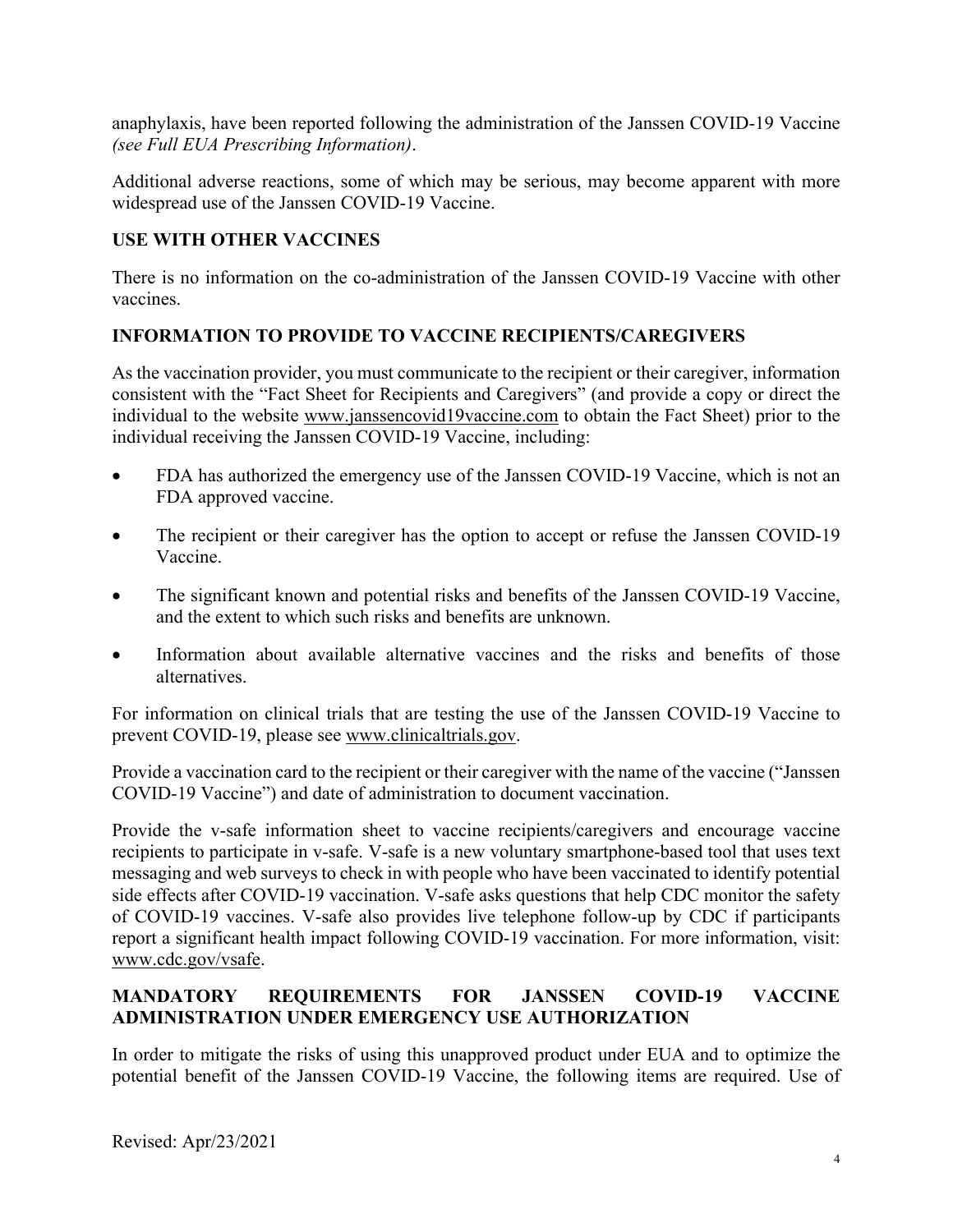anaphylaxis, have been reported following the administration of the Janssen COVID-19 Vaccine *(see Full EUA Prescribing Information)*.

Additional adverse reactions, some of which may be serious, may become apparent with more widespread use of the Janssen COVID-19 Vaccine.

## USE WITH OTHER VACCINES

There is no information on the co-administration of the Janssen COVID-19 Vaccine with other vaccines.

## INFORMATION TO PROVIDE TO VACCINE RECIPIENTS/CAREGIVERS

As the vaccination provider, you must communicate to the recipient or their caregiver, information consistent with the "Fact Sheet for Recipients and Caregivers" (and provide a copy or direct the individual to the website www.janssencovid19vaccine.com to obtain the Fact Sheet) prior to the individual receiving the Janssen COVID-19 Vaccine, including:

- FDA has authorized the emergency use of the Janssen COVID-19 Vaccine, which is not an FDA approved vaccine.
- The recipient or their caregiver has the option to accept or refuse the Janssen COVID-19 Vaccine.
- The significant known and potential risks and benefits of the Janssen COVID-19 Vaccine, and the extent to which such risks and benefits are unknown.
- Information about available alternative vaccines and the risks and benefits of those alternatives.

For information on clinical trials that are testing the use of the Janssen COVID-19 Vaccine to prevent COVID-19, please see www.clinicaltrials.gov.

Provide a vaccination card to the recipient or their caregiver with the name of the vaccine ("Janssen COVID-19 Vaccine") and date of administration to document vaccination.

Provide the v-safe information sheet to vaccine recipients/caregivers and encourage vaccine recipients to participate in v-safe. V-safe is a new voluntary smartphone-based tool that uses text messaging and web surveys to check in with people who have been vaccinated to identify potential side effects after COVID-19 vaccination. V-safe asks questions that help CDC monitor the safety of COVID-19 vaccines. V-safe also provides live telephone follow-up by CDC if participants report a significant health impact following COVID-19 vaccination. For more information, visit: www.cdc.gov/vsafe.

## MANDATORY REQUIREMENTS FOR JANSSEN COVID-19 VACCINE ADMINISTRATION UNDER EMERGENCY USE AUTHORIZATION

In order to mitigate the risks of using this unapproved product under EUA and to optimize the potential benefit of the Janssen COVID-19 Vaccine, the following items are required. Use of

Revised: Apr/23/2021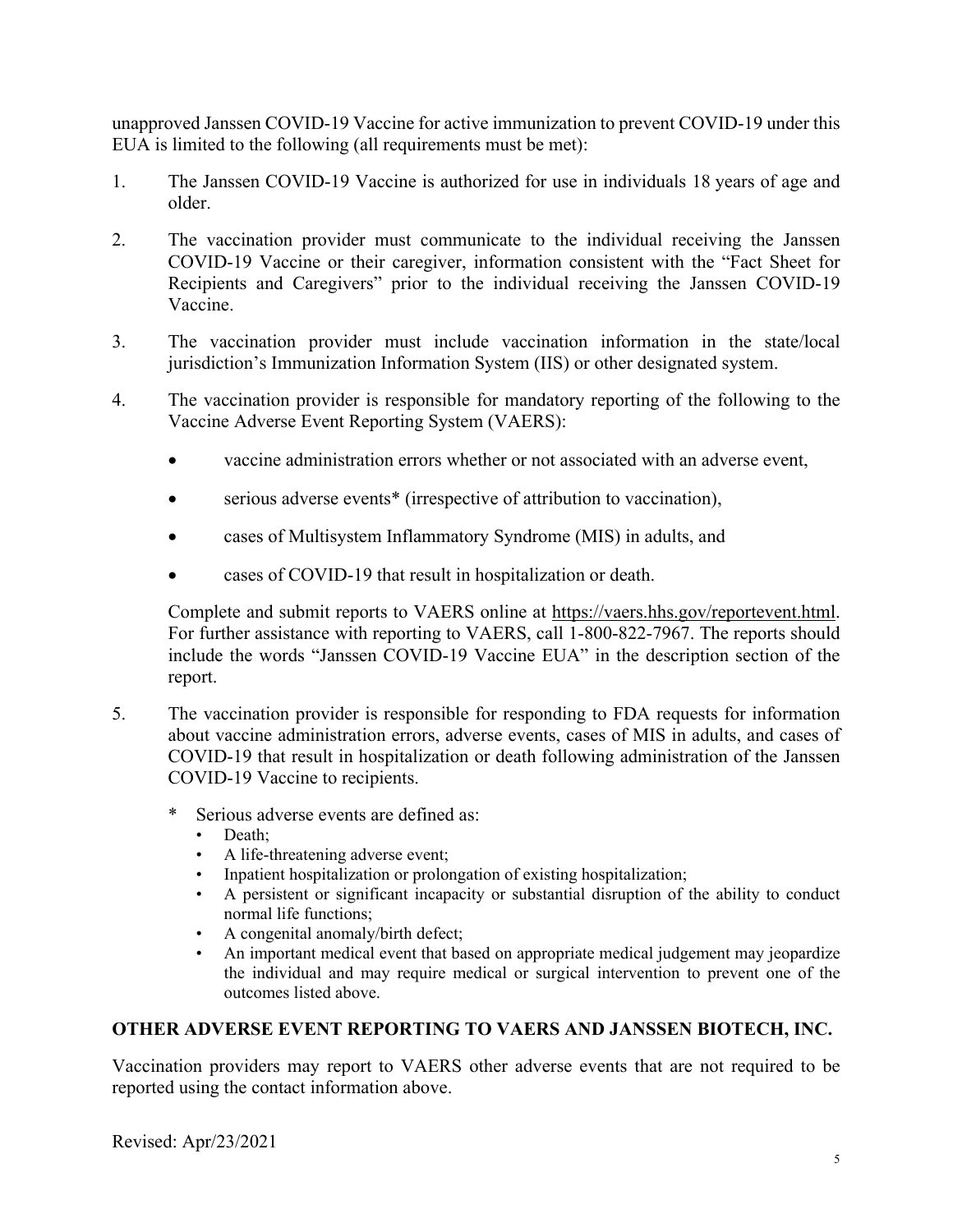unapproved Janssen COVID-19 Vaccine for active immunization to prevent COVID-19 under this EUA is limited to the following (all requirements must be met):

1. The Janssen COVID-19 Vaccine is authorized for use in individuals 18 years of age and older.

2. The vaccination provider must communicate to the individual receiving the Janssen COVID-19 Vaccine or their caregiver, information consistent with the "Fact Sheet for Recipients and Caregivers" prior to the individual receiving the Janssen COVID-19 Vaccine.

3. The vaccination provider must include vaccination information in the state/local jurisdiction's Immunization Information System (IIS) or other designated system.

4. The vaccination provider is responsible for mandatory reporting of the following to the Vaccine Adverse Event Reporting System (VAERS):

   - vaccine administration errors whether or not associated with an adverse event,
   - serious adverse events* (irrespective of attribution to vaccination),
   - cases of Multisystem Inflammatory Syndrome (MIS) in adults, and
   - cases of COVID-19 that result in hospitalization or death.

   Complete and submit reports to VAERS online at https://vaers.hhs.gov/reportevent.html. For further assistance with reporting to VAERS, call 1-800-822-7967. The reports should include the words "Janssen COVID-19 Vaccine EUA" in the description section of the report.

5. The vaccination provider is responsible for responding to FDA requests for information about vaccine administration errors, adverse events, cases of MIS in adults, and cases of COVID-19 that result in hospitalization or death following administration of the Janssen COVID-19 Vaccine to recipients.

   \* Serious adverse events are defined as:
   - Death;
   - A life-threatening adverse event;
   - Inpatient hospitalization or prolongation of existing hospitalization;
   - A persistent or significant incapacity or substantial disruption of the ability to conduct normal life functions;
   - A congenital anomaly/birth defect;
   - An important medical event that based on appropriate medical judgement may jeopardize the individual and may require medical or surgical intervention to prevent one of the outcomes listed above.

## OTHER ADVERSE EVENT REPORTING TO VAERS AND JANSSEN BIOTECH, INC.

Vaccination providers may report to VAERS other adverse events that are not required to be reported using the contact information above.

Revised: Apr/23/2021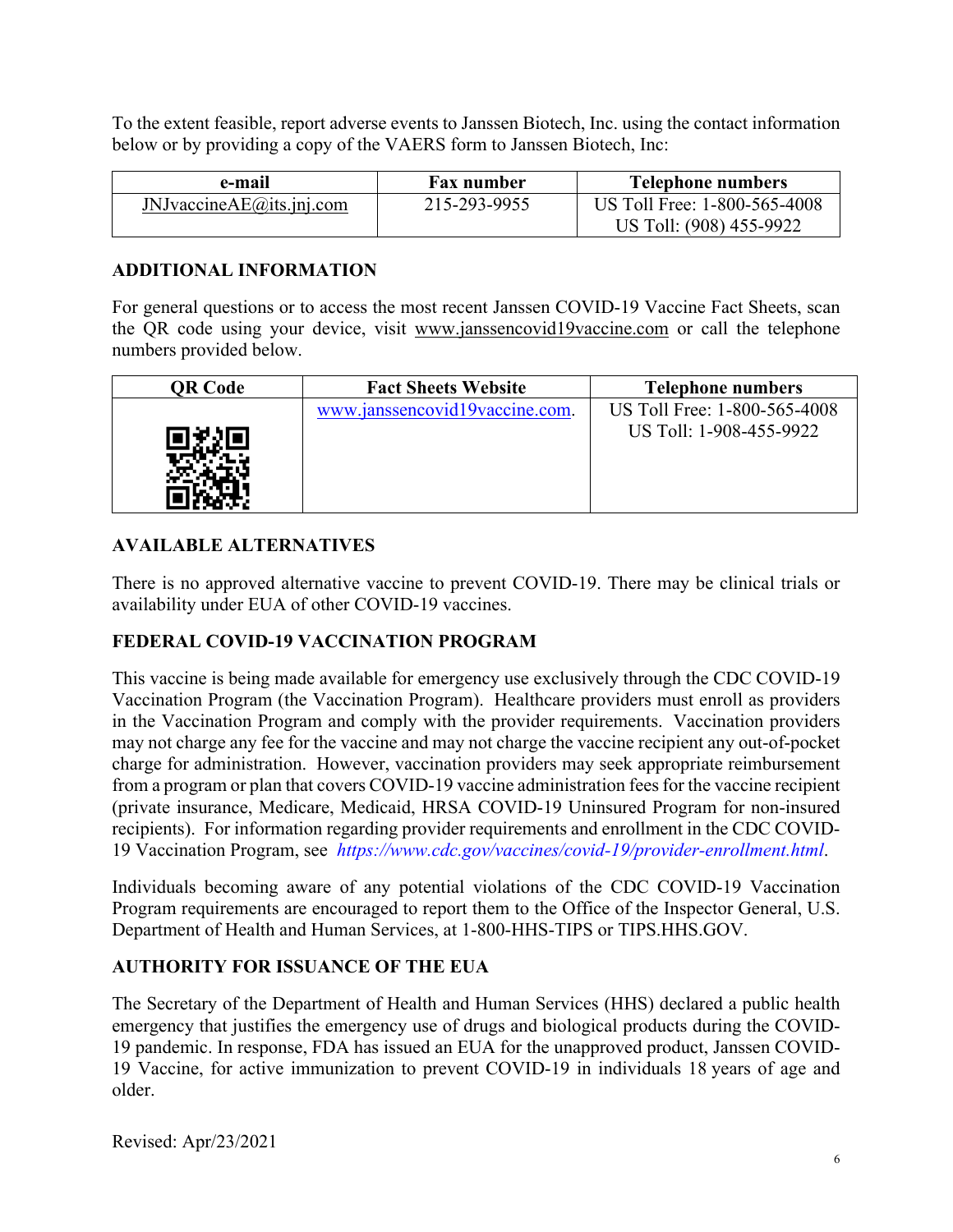To the extent feasible, report adverse events to Janssen Biotech, Inc. using the contact information below or by providing a copy of the VAERS form to Janssen Biotech, Inc:

| e-mail | Fax number | Telephone numbers |
|---|---|---|
| JNJvaccineAE@its.jnj.com | 215-293-9955 | US Toll Free: 1-800-565-4008<br>US Toll: (908) 455-9922 |

## ADDITIONAL INFORMATION

For general questions or to access the most recent Janssen COVID-19 Vaccine Fact Sheets, scan the QR code using your device, visit www.janssencovid19vaccine.com or call the telephone numbers provided below.

| QR Code | Fact Sheets Website | Telephone numbers |
|---|---|---|
| | www.janssencovid19vaccine.com. | US Toll Free: 1-800-565-4008<br>US Toll: 1-908-455-9922 |

## AVAILABLE ALTERNATIVES

There is no approved alternative vaccine to prevent COVID-19. There may be clinical trials or availability under EUA of other COVID-19 vaccines.

## FEDERAL COVID-19 VACCINATION PROGRAM

This vaccine is being made available for emergency use exclusively through the CDC COVID-19 Vaccination Program (the Vaccination Program). Healthcare providers must enroll as providers in the Vaccination Program and comply with the provider requirements. Vaccination providers may not charge any fee for the vaccine and may not charge the vaccine recipient any out-of-pocket charge for administration. However, vaccination providers may seek appropriate reimbursement from a program or plan that covers COVID-19 vaccine administration fees for the vaccine recipient (private insurance, Medicare, Medicaid, HRSA COVID-19 Uninsured Program for non-insured recipients). For information regarding provider requirements and enrollment in the CDC COVID-19 Vaccination Program, see *https://www.cdc.gov/vaccines/covid-19/provider-enrollment.html*.

Individuals becoming aware of any potential violations of the CDC COVID-19 Vaccination Program requirements are encouraged to report them to the Office of the Inspector General, U.S. Department of Health and Human Services, at 1-800-HHS-TIPS or TIPS.HHS.GOV.

## AUTHORITY FOR ISSUANCE OF THE EUA

The Secretary of the Department of Health and Human Services (HHS) declared a public health emergency that justifies the emergency use of drugs and biological products during the COVID-19 pandemic. In response, FDA has issued an EUA for the unapproved product, Janssen COVID-19 Vaccine, for active immunization to prevent COVID-19 in individuals 18 years of age and older.

Revised: Apr/23/2021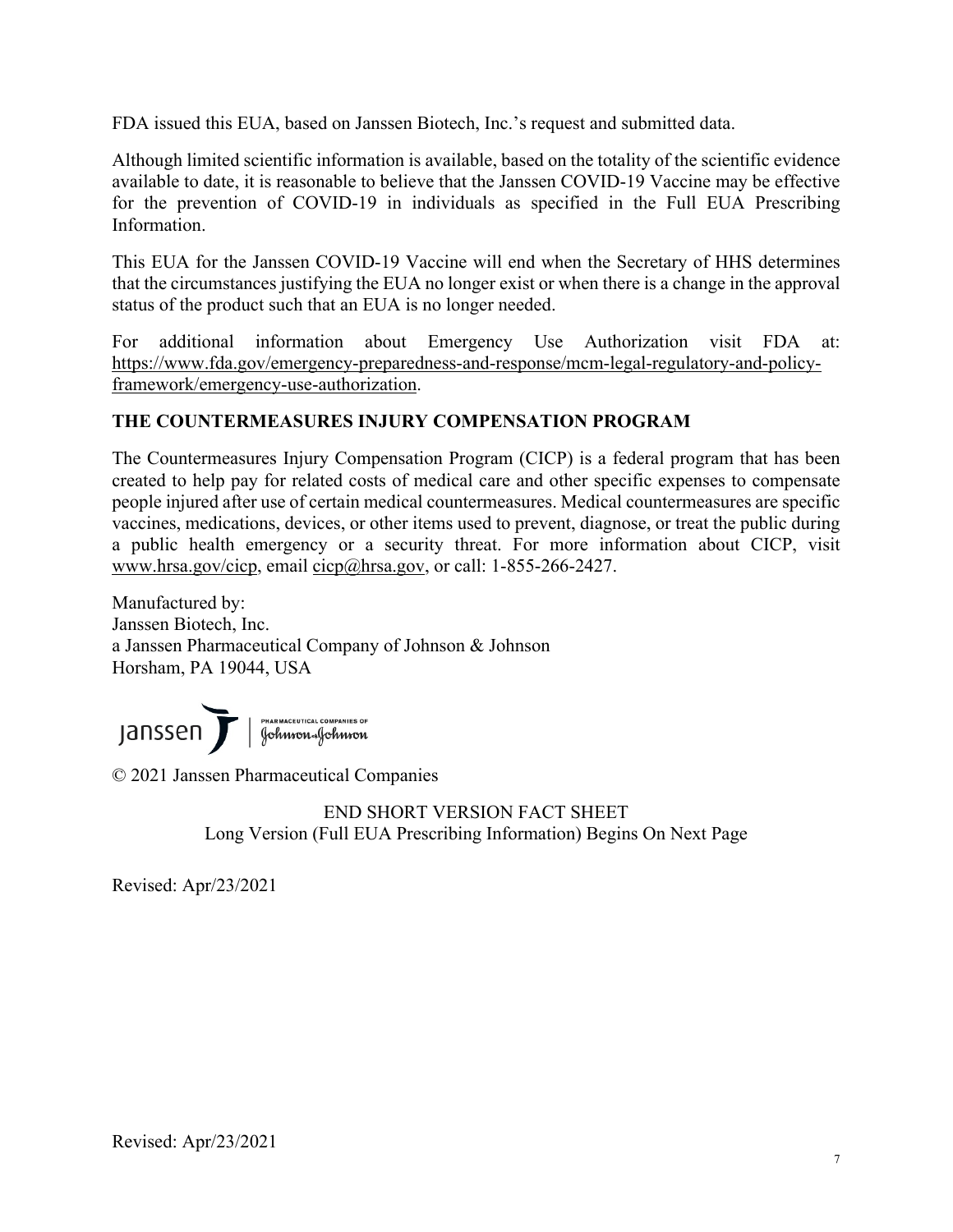FDA issued this EUA, based on Janssen Biotech, Inc.'s request and submitted data.

Although limited scientific information is available, based on the totality of the scientific evidence available to date, it is reasonable to believe that the Janssen COVID-19 Vaccine may be effective for the prevention of COVID-19 in individuals as specified in the Full EUA Prescribing Information.

This EUA for the Janssen COVID-19 Vaccine will end when the Secretary of HHS determines that the circumstances justifying the EUA no longer exist or when there is a change in the approval status of the product such that an EUA is no longer needed.

For additional information about Emergency Use Authorization visit FDA at: https://www.fda.gov/emergency-preparedness-and-response/mcm-legal-regulatory-and-policy-framework/emergency-use-authorization.

**THE COUNTERMEASURES INJURY COMPENSATION PROGRAM**

The Countermeasures Injury Compensation Program (CICP) is a federal program that has been created to help pay for related costs of medical care and other specific expenses to compensate people injured after use of certain medical countermeasures. Medical countermeasures are specific vaccines, medications, devices, or other items used to prevent, diagnose, or treat the public during a public health emergency or a security threat. For more information about CICP, visit www.hrsa.gov/cicp, email cicp@hrsa.gov, or call: 1-855-266-2427.

Manufactured by:
Janssen Biotech, Inc.
a Janssen Pharmaceutical Company of Johnson & Johnson
Horsham, PA 19044, USA

janssen | PHARMACEUTICAL COMPANIES OF Johnson & Johnson

© 2021 Janssen Pharmaceutical Companies

END SHORT VERSION FACT SHEET
Long Version (Full EUA Prescribing Information) Begins On Next Page

Revised: Apr/23/2021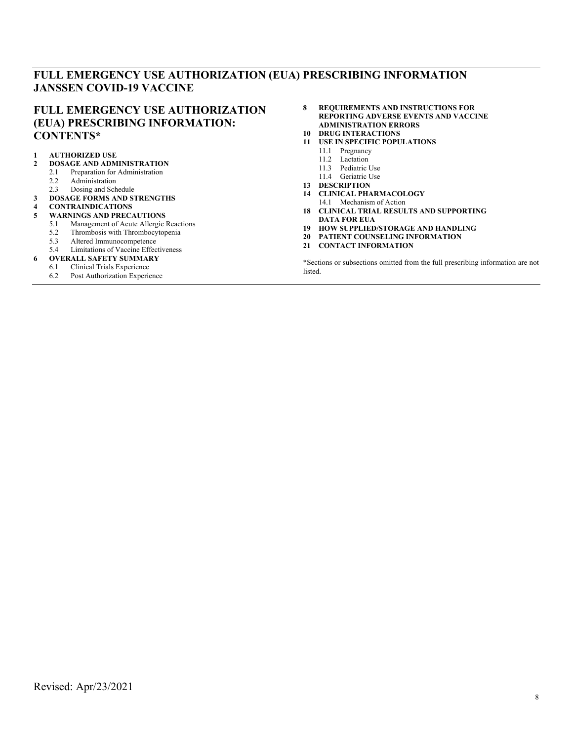# FULL EMERGENCY USE AUTHORIZATION (EUA) PRESCRIBING INFORMATION JANSSEN COVID-19 VACCINE

## FULL EMERGENCY USE AUTHORIZATION (EUA) PRESCRIBING INFORMATION: CONTENTS*

**1 AUTHORIZED USE**

**2 DOSAGE AND ADMINISTRATION**

- 2.1 Preparation for Administration
- 2.2 Administration
- 2.3 Dosing and Schedule

**3 DOSAGE FORMS AND STRENGTHS**

**4 CONTRAINDICATIONS**

**5 WARNINGS AND PRECAUTIONS**

- 5.1 Management of Acute Allergic Reactions
- 5.2 Thrombosis with Thrombocytopenia
- 5.3 Altered Immunocompetence
- 5.4 Limitations of Vaccine Effectiveness

**6 OVERALL SAFETY SUMMARY**

- 6.1 Clinical Trials Experience
- 6.2 Post Authorization Experience

**8 REQUIREMENTS AND INSTRUCTIONS FOR REPORTING ADVERSE EVENTS AND VACCINE ADMINISTRATION ERRORS**

**10 DRUG INTERACTIONS**

**11 USE IN SPECIFIC POPULATIONS**

- 11.1 Pregnancy
- 11.2 Lactation
- 11.3 Pediatric Use
- 11.4 Geriatric Use

**13 DESCRIPTION**

**14 CLINICAL PHARMACOLOGY**

- 14.1 Mechanism of Action

**18 CLINICAL TRIAL RESULTS AND SUPPORTING DATA FOR EUA**

**19 HOW SUPPLIED/STORAGE AND HANDLING**

**20 PATIENT COUNSELING INFORMATION**

**21 CONTACT INFORMATION**

*Sections or subsections omitted from the full prescribing information are not listed.

Revised: Apr/23/2021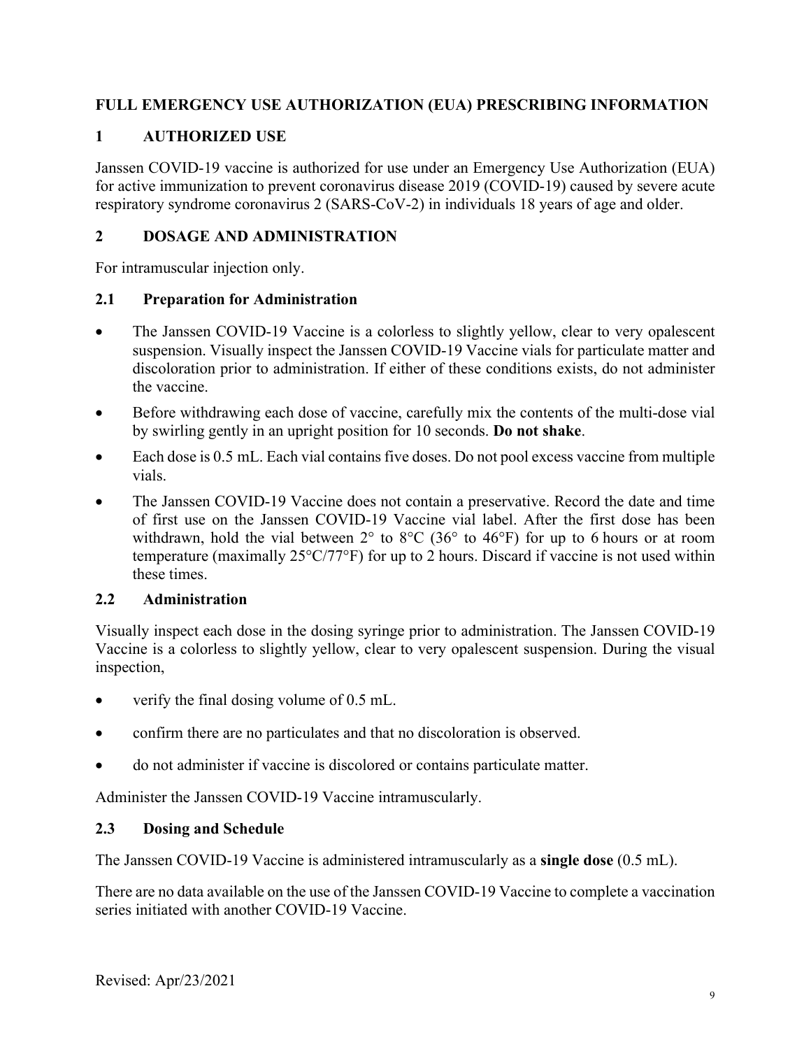# FULL EMERGENCY USE AUTHORIZATION (EUA) PRESCRIBING INFORMATION

## 1 AUTHORIZED USE

Janssen COVID-19 vaccine is authorized for use under an Emergency Use Authorization (EUA) for active immunization to prevent coronavirus disease 2019 (COVID-19) caused by severe acute respiratory syndrome coronavirus 2 (SARS-CoV-2) in individuals 18 years of age and older.

## 2 DOSAGE AND ADMINISTRATION

For intramuscular injection only.

### 2.1 Preparation for Administration

- The Janssen COVID-19 Vaccine is a colorless to slightly yellow, clear to very opalescent suspension. Visually inspect the Janssen COVID-19 Vaccine vials for particulate matter and discoloration prior to administration. If either of these conditions exists, do not administer the vaccine.
- Before withdrawing each dose of vaccine, carefully mix the contents of the multi-dose vial by swirling gently in an upright position for 10 seconds. **Do not shake**.
- Each dose is 0.5 mL. Each vial contains five doses. Do not pool excess vaccine from multiple vials.
- The Janssen COVID-19 Vaccine does not contain a preservative. Record the date and time of first use on the Janssen COVID-19 Vaccine vial label. After the first dose has been withdrawn, hold the vial between 2° to 8°C (36° to 46°F) for up to 6 hours or at room temperature (maximally 25°C/77°F) for up to 2 hours. Discard if vaccine is not used within these times.

### 2.2 Administration

Visually inspect each dose in the dosing syringe prior to administration. The Janssen COVID-19 Vaccine is a colorless to slightly yellow, clear to very opalescent suspension. During the visual inspection,

- verify the final dosing volume of 0.5 mL.
- confirm there are no particulates and that no discoloration is observed.
- do not administer if vaccine is discolored or contains particulate matter.

Administer the Janssen COVID-19 Vaccine intramuscularly.

### 2.3 Dosing and Schedule

The Janssen COVID-19 Vaccine is administered intramuscularly as a **single dose** (0.5 mL).

There are no data available on the use of the Janssen COVID-19 Vaccine to complete a vaccination series initiated with another COVID-19 Vaccine.

Revised: Apr/23/2021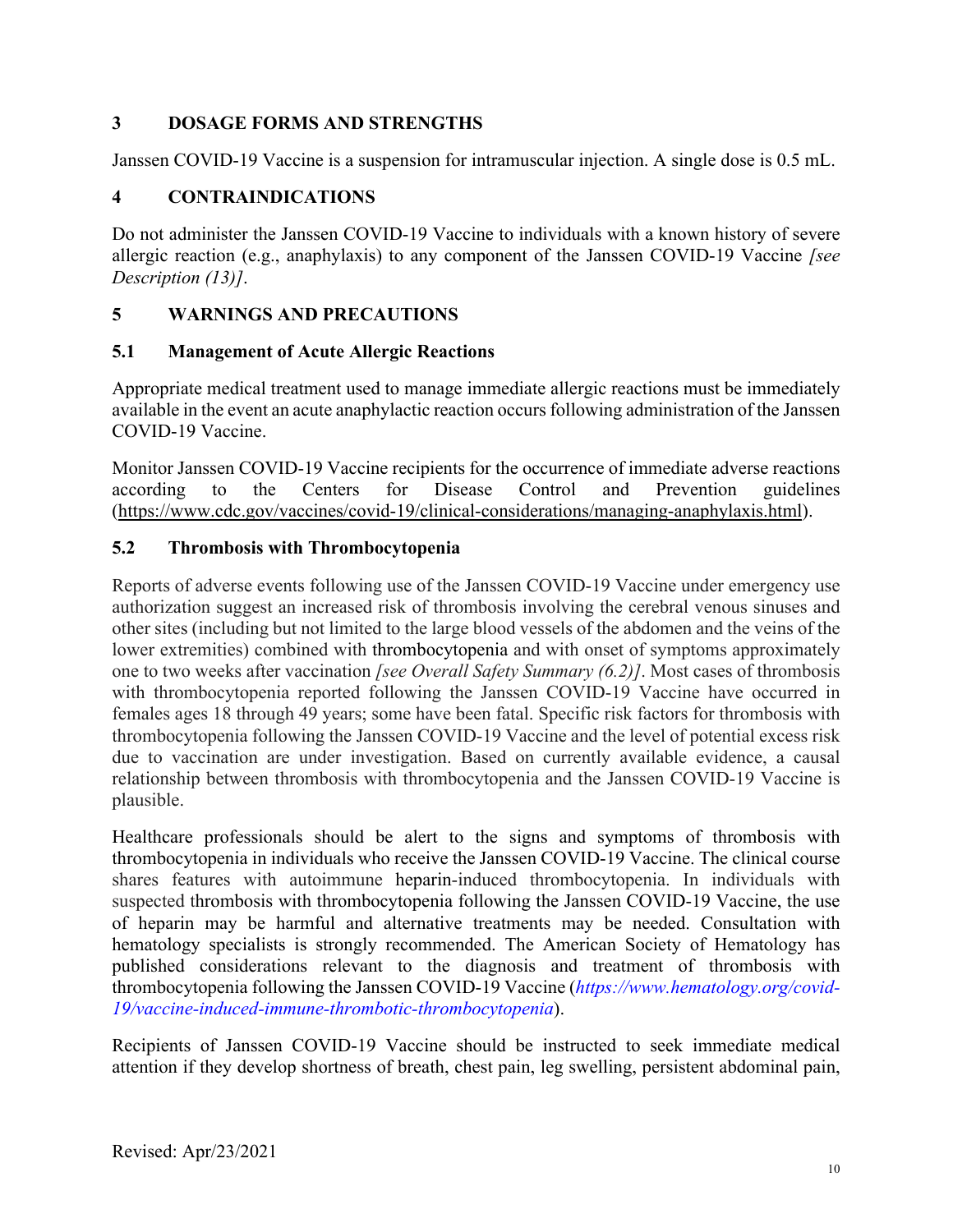## 3 DOSAGE FORMS AND STRENGTHS

Janssen COVID-19 Vaccine is a suspension for intramuscular injection. A single dose is 0.5 mL.

## 4 CONTRAINDICATIONS

Do not administer the Janssen COVID-19 Vaccine to individuals with a known history of severe allergic reaction (e.g., anaphylaxis) to any component of the Janssen COVID-19 Vaccine *[see Description (13)]*.

## 5 WARNINGS AND PRECAUTIONS

### 5.1 Management of Acute Allergic Reactions

Appropriate medical treatment used to manage immediate allergic reactions must be immediately available in the event an acute anaphylactic reaction occurs following administration of the Janssen COVID-19 Vaccine.

Monitor Janssen COVID-19 Vaccine recipients for the occurrence of immediate adverse reactions according to the Centers for Disease Control and Prevention guidelines (https://www.cdc.gov/vaccines/covid-19/clinical-considerations/managing-anaphylaxis.html).

### 5.2 Thrombosis with Thrombocytopenia

Reports of adverse events following use of the Janssen COVID-19 Vaccine under emergency use authorization suggest an increased risk of thrombosis involving the cerebral venous sinuses and other sites (including but not limited to the large blood vessels of the abdomen and the veins of the lower extremities) combined with thrombocytopenia and with onset of symptoms approximately one to two weeks after vaccination *[see Overall Safety Summary (6.2)]*. Most cases of thrombosis with thrombocytopenia reported following the Janssen COVID-19 Vaccine have occurred in females ages 18 through 49 years; some have been fatal. Specific risk factors for thrombosis with thrombocytopenia following the Janssen COVID-19 Vaccine and the level of potential excess risk due to vaccination are under investigation. Based on currently available evidence, a causal relationship between thrombosis with thrombocytopenia and the Janssen COVID-19 Vaccine is plausible.

Healthcare professionals should be alert to the signs and symptoms of thrombosis with thrombocytopenia in individuals who receive the Janssen COVID-19 Vaccine. The clinical course shares features with autoimmune heparin-induced thrombocytopenia. In individuals with suspected thrombosis with thrombocytopenia following the Janssen COVID-19 Vaccine, the use of heparin may be harmful and alternative treatments may be needed. Consultation with hematology specialists is strongly recommended. The American Society of Hematology has published considerations relevant to the diagnosis and treatment of thrombosis with thrombocytopenia following the Janssen COVID-19 Vaccine (*https://www.hematology.org/covid-19/vaccine-induced-immune-thrombotic-thrombocytopenia*).

Recipients of Janssen COVID-19 Vaccine should be instructed to seek immediate medical attention if they develop shortness of breath, chest pain, leg swelling, persistent abdominal pain,

Revised: Apr/23/2021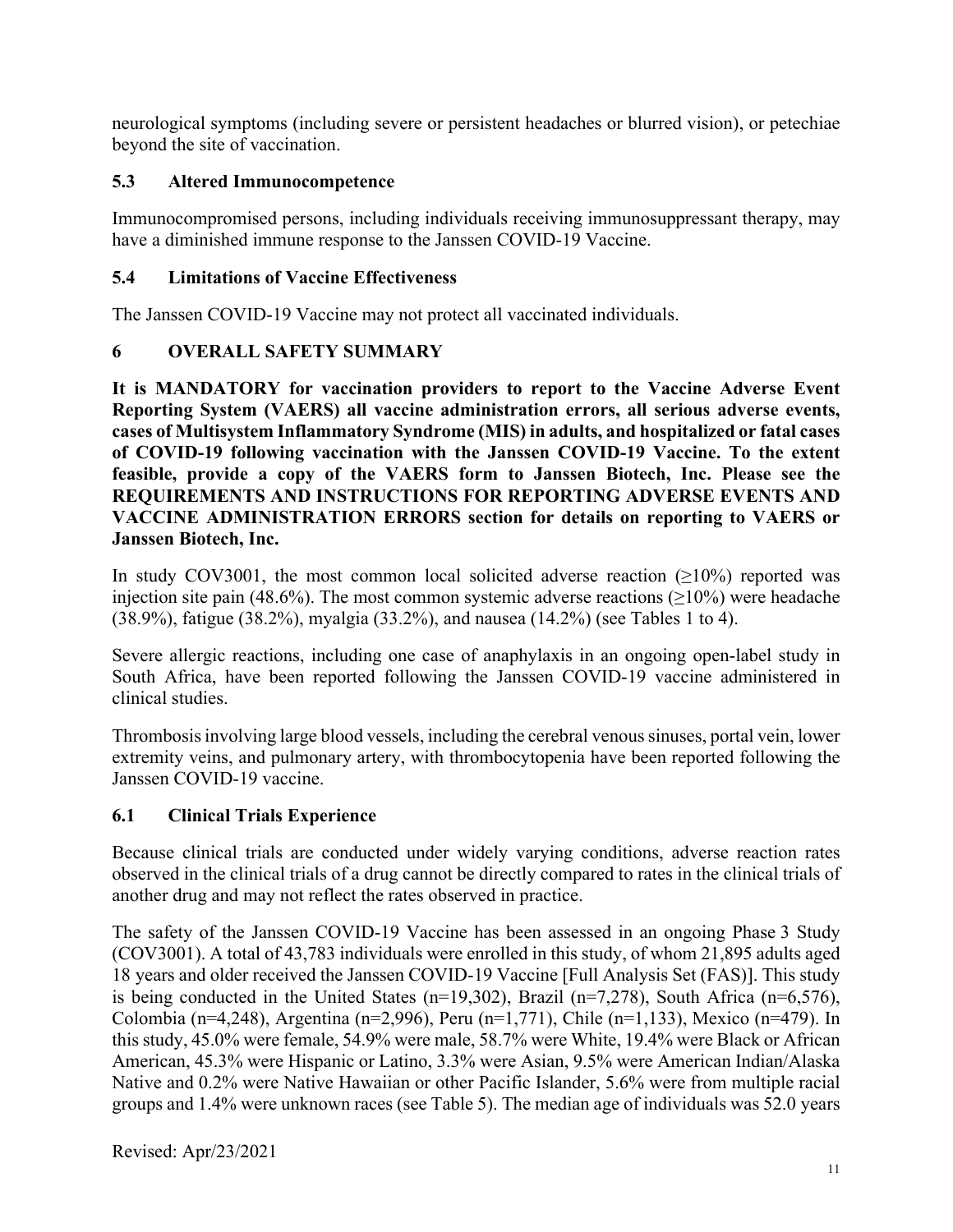neurological symptoms (including severe or persistent headaches or blurred vision), or petechiae beyond the site of vaccination.

### 5.3 Altered Immunocompetence

Immunocompromised persons, including individuals receiving immunosuppressant therapy, may have a diminished immune response to the Janssen COVID-19 Vaccine.

### 5.4 Limitations of Vaccine Effectiveness

The Janssen COVID-19 Vaccine may not protect all vaccinated individuals.

## 6 OVERALL SAFETY SUMMARY

**It is MANDATORY for vaccination providers to report to the Vaccine Adverse Event Reporting System (VAERS) all vaccine administration errors, all serious adverse events, cases of Multisystem Inflammatory Syndrome (MIS) in adults, and hospitalized or fatal cases of COVID-19 following vaccination with the Janssen COVID-19 Vaccine. To the extent feasible, provide a copy of the VAERS form to Janssen Biotech, Inc. Please see the REQUIREMENTS AND INSTRUCTIONS FOR REPORTING ADVERSE EVENTS AND VACCINE ADMINISTRATION ERRORS section for details on reporting to VAERS or Janssen Biotech, Inc.**

In study COV3001, the most common local solicited adverse reaction (≥10%) reported was injection site pain (48.6%). The most common systemic adverse reactions (≥10%) were headache (38.9%), fatigue (38.2%), myalgia (33.2%), and nausea (14.2%) (see Tables 1 to 4).

Severe allergic reactions, including one case of anaphylaxis in an ongoing open-label study in South Africa, have been reported following the Janssen COVID-19 vaccine administered in clinical studies.

Thrombosis involving large blood vessels, including the cerebral venous sinuses, portal vein, lower extremity veins, and pulmonary artery, with thrombocytopenia have been reported following the Janssen COVID-19 vaccine.

### 6.1 Clinical Trials Experience

Because clinical trials are conducted under widely varying conditions, adverse reaction rates observed in the clinical trials of a drug cannot be directly compared to rates in the clinical trials of another drug and may not reflect the rates observed in practice.

The safety of the Janssen COVID-19 Vaccine has been assessed in an ongoing Phase 3 Study (COV3001). A total of 43,783 individuals were enrolled in this study, of whom 21,895 adults aged 18 years and older received the Janssen COVID-19 Vaccine [Full Analysis Set (FAS)]. This study is being conducted in the United States (n=19,302), Brazil (n=7,278), South Africa (n=6,576), Colombia (n=4,248), Argentina (n=2,996), Peru (n=1,771), Chile (n=1,133), Mexico (n=479). In this study, 45.0% were female, 54.9% were male, 58.7% were White, 19.4% were Black or African American, 45.3% were Hispanic or Latino, 3.3% were Asian, 9.5% were American Indian/Alaska Native and 0.2% were Native Hawaiian or other Pacific Islander, 5.6% were from multiple racial groups and 1.4% were unknown races (see Table 5). The median age of individuals was 52.0 years

Revised: Apr/23/2021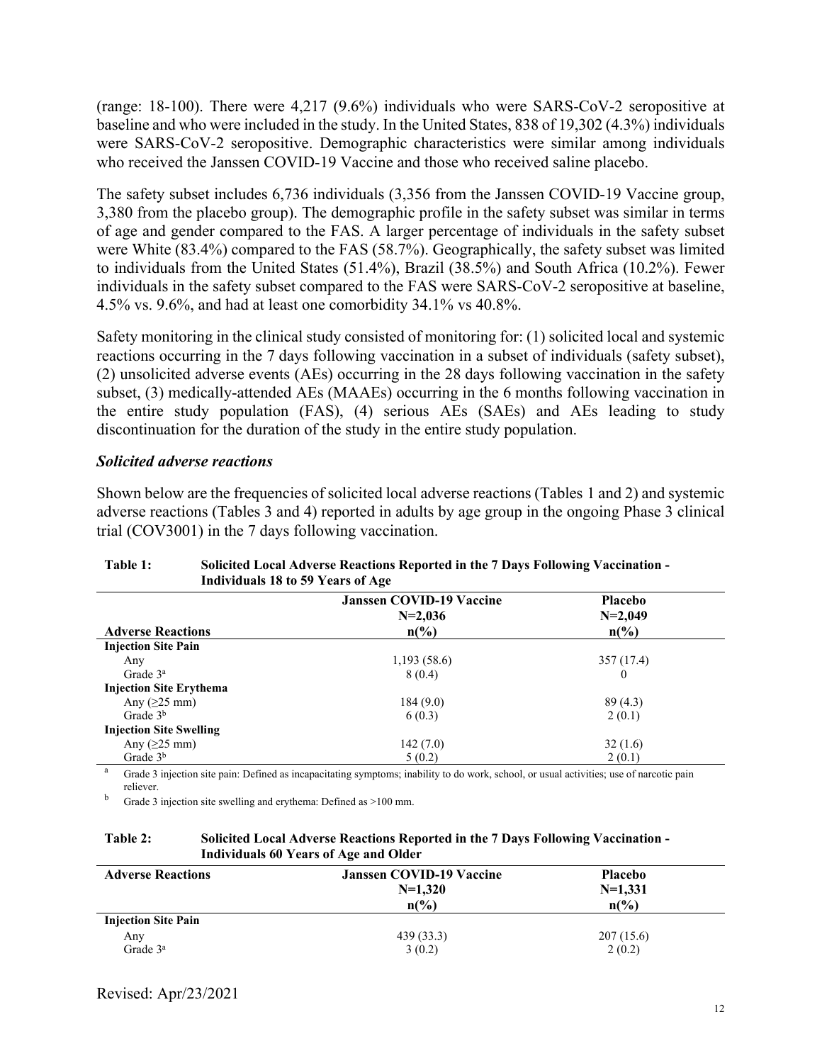(range: 18-100). There were 4,217 (9.6%) individuals who were SARS-CoV-2 seropositive at baseline and who were included in the study. In the United States, 838 of 19,302 (4.3%) individuals were SARS-CoV-2 seropositive. Demographic characteristics were similar among individuals who received the Janssen COVID-19 Vaccine and those who received saline placebo.

The safety subset includes 6,736 individuals (3,356 from the Janssen COVID-19 Vaccine group, 3,380 from the placebo group). The demographic profile in the safety subset was similar in terms of age and gender compared to the FAS. A larger percentage of individuals in the safety subset were White (83.4%) compared to the FAS (58.7%). Geographically, the safety subset was limited to individuals from the United States (51.4%), Brazil (38.5%) and South Africa (10.2%). Fewer individuals in the safety subset compared to the FAS were SARS-CoV-2 seropositive at baseline, 4.5% vs. 9.6%, and had at least one comorbidity 34.1% vs 40.8%.

Safety monitoring in the clinical study consisted of monitoring for: (1) solicited local and systemic reactions occurring in the 7 days following vaccination in a subset of individuals (safety subset), (2) unsolicited adverse events (AEs) occurring in the 28 days following vaccination in the safety subset, (3) medically-attended AEs (MAAEs) occurring in the 6 months following vaccination in the entire study population (FAS), (4) serious AEs (SAEs) and AEs leading to study discontinuation for the duration of the study in the entire study population.

### *Solicited adverse reactions*

Shown below are the frequencies of solicited local adverse reactions (Tables 1 and 2) and systemic adverse reactions (Tables 3 and 4) reported in adults by age group in the ongoing Phase 3 clinical trial (COV3001) in the 7 days following vaccination.

**Table 1: Solicited Local Adverse Reactions Reported in the 7 Days Following Vaccination - Individuals 18 to 59 Years of Age**

| Adverse Reactions | Janssen COVID-19 Vaccine N=2,036 n(%) | Placebo N=2,049 n(%) |
|---|---|---|
| **Injection Site Pain** | | |
| Any | 1,193 (58.6) | 357 (17.4) |
| Grade 3[a] | 8 (0.4) | 0 |
| **Injection Site Erythema** | | |
| Any (≥25 mm) | 184 (9.0) | 89 (4.3) |
| Grade 3[b] | 6 (0.3) | 2 (0.1) |
| **Injection Site Swelling** | | |
| Any (≥25 mm) | 142 (7.0) | 32 (1.6) |
| Grade 3[b] | 5 (0.2) | 2 (0.1) |

[a] Grade 3 injection site pain: Defined as incapacitating symptoms; inability to do work, school, or usual activities; use of narcotic pain reliever.

[b] Grade 3 injection site swelling and erythema: Defined as >100 mm.

**Table 2: Solicited Local Adverse Reactions Reported in the 7 Days Following Vaccination - Individuals 60 Years of Age and Older**

| Adverse Reactions | Janssen COVID-19 Vaccine N=1,320 n(%) | Placebo N=1,331 n(%) |
|---|---|---|
| **Injection Site Pain** | | |
| Any | 439 (33.3) | 207 (15.6) |
| Grade 3[a] | 3 (0.2) | 2 (0.2) |

Revised: Apr/23/2021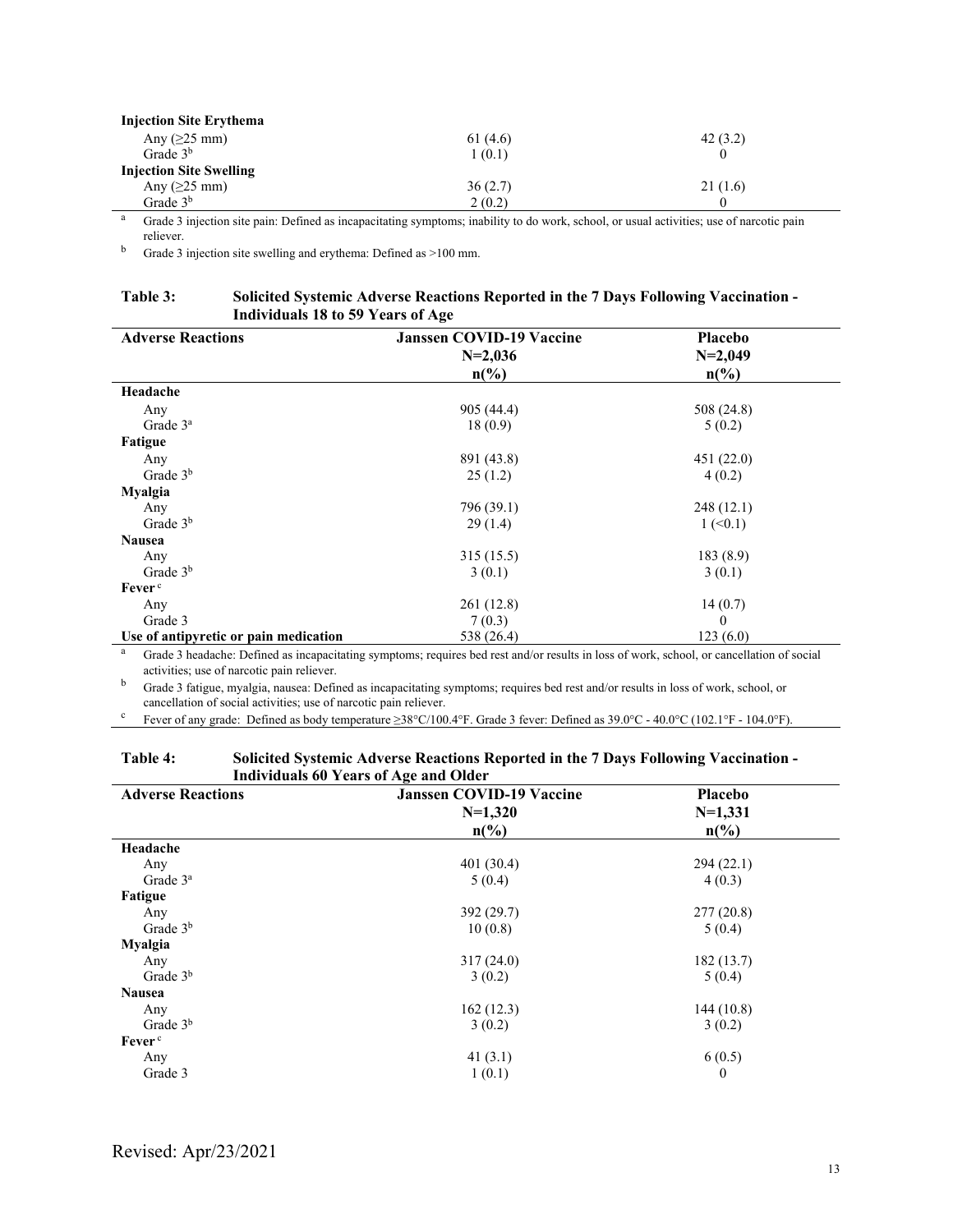| | | |
|---|---|---|
| **Injection Site Erythema** | | |
| Any (≥25 mm) | 61 (4.6) | 42 (3.2) |
| Grade 3[b] | 1 (0.1) | 0 |
| **Injection Site Swelling** | | |
| Any (≥25 mm) | 36 (2.7) | 21 (1.6) |
| Grade 3[b] | 2 (0.2) | 0 |

[a] Grade 3 injection site pain: Defined as incapacitating symptoms; inability to do work, school, or usual activities; use of narcotic pain reliever.

[b] Grade 3 injection site swelling and erythema: Defined as >100 mm.

**Table 3: Solicited Systemic Adverse Reactions Reported in the 7 Days Following Vaccination - Individuals 18 to 59 Years of Age**

| Adverse Reactions | Janssen COVID-19 Vaccine N=2,036 n(%) | Placebo N=2,049 n(%) |
|---|---|---|
| **Headache** | | |
| Any | 905 (44.4) | 508 (24.8) |
| Grade 3[a] | 18 (0.9) | 5 (0.2) |
| **Fatigue** | | |
| Any | 891 (43.8) | 451 (22.0) |
| Grade 3[b] | 25 (1.2) | 4 (0.2) |
| **Myalgia** | | |
| Any | 796 (39.1) | 248 (12.1) |
| Grade 3[b] | 29 (1.4) | 1 (<0.1) |
| **Nausea** | | |
| Any | 315 (15.5) | 183 (8.9) |
| Grade 3[b] | 3 (0.1) | 3 (0.1) |
| **Fever**[c] | | |
| Any | 261 (12.8) | 14 (0.7) |
| Grade 3 | 7 (0.3) | 0 |
| **Use of antipyretic or pain medication** | 538 (26.4) | 123 (6.0) |

[a] Grade 3 headache: Defined as incapacitating symptoms; requires bed rest and/or results in loss of work, school, or cancellation of social activities; use of narcotic pain reliever.

[b] Grade 3 fatigue, myalgia, nausea: Defined as incapacitating symptoms; requires bed rest and/or results in loss of work, school, or cancellation of social activities; use of narcotic pain reliever.

[c] Fever of any grade: Defined as body temperature ≥38°C/100.4°F. Grade 3 fever: Defined as 39.0°C - 40.0°C (102.1°F - 104.0°F).

**Table 4: Solicited Systemic Adverse Reactions Reported in the 7 Days Following Vaccination - Individuals 60 Years of Age and Older**

| Adverse Reactions | Janssen COVID-19 Vaccine N=1,320 n(%) | Placebo N=1,331 n(%) |
|---|---|---|
| **Headache** | | |
| Any | 401 (30.4) | 294 (22.1) |
| Grade 3[a] | 5 (0.4) | 4 (0.3) |
| **Fatigue** | | |
| Any | 392 (29.7) | 277 (20.8) |
| Grade 3[b] | 10 (0.8) | 5 (0.4) |
| **Myalgia** | | |
| Any | 317 (24.0) | 182 (13.7) |
| Grade 3[b] | 3 (0.2) | 5 (0.4) |
| **Nausea** | | |
| Any | 162 (12.3) | 144 (10.8) |
| Grade 3[b] | 3 (0.2) | 3 (0.2) |
| **Fever**[c] | | |
| Any | 41 (3.1) | 6 (0.5) |
| Grade 3 | 1 (0.1) | 0 |

Revised: Apr/23/2021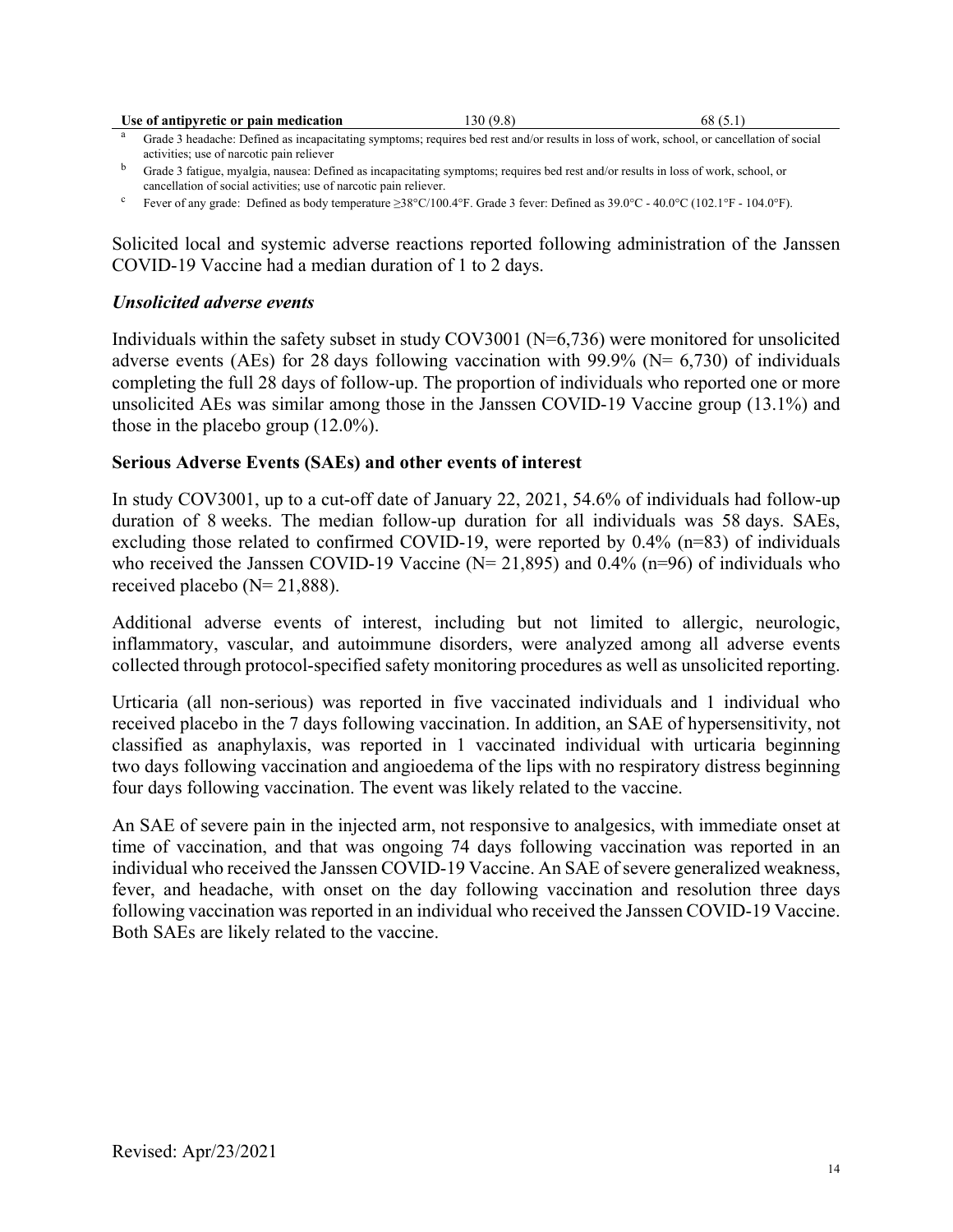| **Use of antipyretic or pain medication** | 130 (9.8) | 68 (5.1) |
|---|---|---|

[a] Grade 3 headache: Defined as incapacitating symptoms; requires bed rest and/or results in loss of work, school, or cancellation of social activities; use of narcotic pain reliever

[b] Grade 3 fatigue, myalgia, nausea: Defined as incapacitating symptoms; requires bed rest and/or results in loss of work, school, or cancellation of social activities; use of narcotic pain reliever.

[c] Fever of any grade: Defined as body temperature ≥38°C/100.4°F. Grade 3 fever: Defined as 39.0°C - 40.0°C (102.1°F - 104.0°F).

Solicited local and systemic adverse reactions reported following administration of the Janssen COVID-19 Vaccine had a median duration of 1 to 2 days.

### *Unsolicited adverse events*

Individuals within the safety subset in study COV3001 (N=6,736) were monitored for unsolicited adverse events (AEs) for 28 days following vaccination with 99.9% (N= 6,730) of individuals completing the full 28 days of follow-up. The proportion of individuals who reported one or more unsolicited AEs was similar among those in the Janssen COVID-19 Vaccine group (13.1%) and those in the placebo group (12.0%).

### **Serious Adverse Events (SAEs) and other events of interest**

In study COV3001, up to a cut-off date of January 22, 2021, 54.6% of individuals had follow-up duration of 8 weeks. The median follow-up duration for all individuals was 58 days. SAEs, excluding those related to confirmed COVID-19, were reported by 0.4% (n=83) of individuals who received the Janssen COVID-19 Vaccine (N= 21,895) and 0.4% (n=96) of individuals who received placebo (N= 21,888).

Additional adverse events of interest, including but not limited to allergic, neurologic, inflammatory, vascular, and autoimmune disorders, were analyzed among all adverse events collected through protocol-specified safety monitoring procedures as well as unsolicited reporting.

Urticaria (all non-serious) was reported in five vaccinated individuals and 1 individual who received placebo in the 7 days following vaccination. In addition, an SAE of hypersensitivity, not classified as anaphylaxis, was reported in 1 vaccinated individual with urticaria beginning two days following vaccination and angioedema of the lips with no respiratory distress beginning four days following vaccination. The event was likely related to the vaccine.

An SAE of severe pain in the injected arm, not responsive to analgesics, with immediate onset at time of vaccination, and that was ongoing 74 days following vaccination was reported in an individual who received the Janssen COVID-19 Vaccine. An SAE of severe generalized weakness, fever, and headache, with onset on the day following vaccination and resolution three days following vaccination was reported in an individual who received the Janssen COVID-19 Vaccine. Both SAEs are likely related to the vaccine.

Revised: Apr/23/2021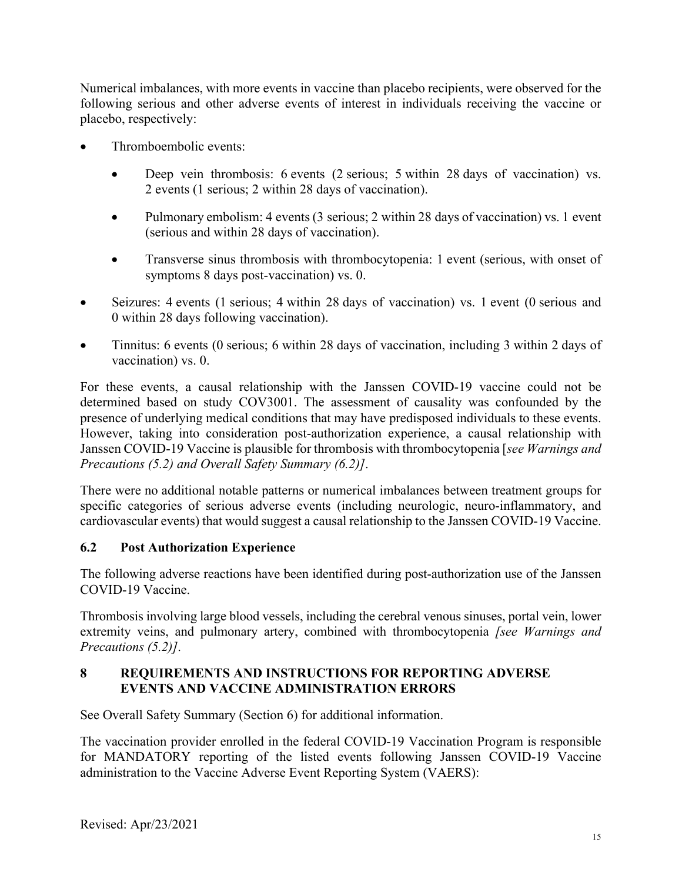Numerical imbalances, with more events in vaccine than placebo recipients, were observed for the following serious and other adverse events of interest in individuals receiving the vaccine or placebo, respectively:

- Thromboembolic events:
    - Deep vein thrombosis: 6 events (2 serious; 5 within 28 days of vaccination) vs. 2 events (1 serious; 2 within 28 days of vaccination).
    - Pulmonary embolism: 4 events (3 serious; 2 within 28 days of vaccination) vs. 1 event (serious and within 28 days of vaccination).
    - Transverse sinus thrombosis with thrombocytopenia: 1 event (serious, with onset of symptoms 8 days post-vaccination) vs. 0.
- Seizures: 4 events (1 serious; 4 within 28 days of vaccination) vs. 1 event (0 serious and 0 within 28 days following vaccination).
- Tinnitus: 6 events (0 serious; 6 within 28 days of vaccination, including 3 within 2 days of vaccination) vs. 0.

For these events, a causal relationship with the Janssen COVID-19 vaccine could not be determined based on study COV3001. The assessment of causality was confounded by the presence of underlying medical conditions that may have predisposed individuals to these events. However, taking into consideration post-authorization experience, a causal relationship with Janssen COVID-19 Vaccine is plausible for thrombosis with thrombocytopenia [*see Warnings and Precautions (5.2) and Overall Safety Summary (6.2)*].

There were no additional notable patterns or numerical imbalances between treatment groups for specific categories of serious adverse events (including neurologic, neuro-inflammatory, and cardiovascular events) that would suggest a causal relationship to the Janssen COVID-19 Vaccine.

## 6.2 Post Authorization Experience

The following adverse reactions have been identified during post-authorization use of the Janssen COVID-19 Vaccine.

Thrombosis involving large blood vessels, including the cerebral venous sinuses, portal vein, lower extremity veins, and pulmonary artery, combined with thrombocytopenia *[see Warnings and Precautions (5.2)]*.

# 8 REQUIREMENTS AND INSTRUCTIONS FOR REPORTING ADVERSE EVENTS AND VACCINE ADMINISTRATION ERRORS

See Overall Safety Summary (Section 6) for additional information.

The vaccination provider enrolled in the federal COVID-19 Vaccination Program is responsible for MANDATORY reporting of the listed events following Janssen COVID-19 Vaccine administration to the Vaccine Adverse Event Reporting System (VAERS):

Revised: Apr/23/2021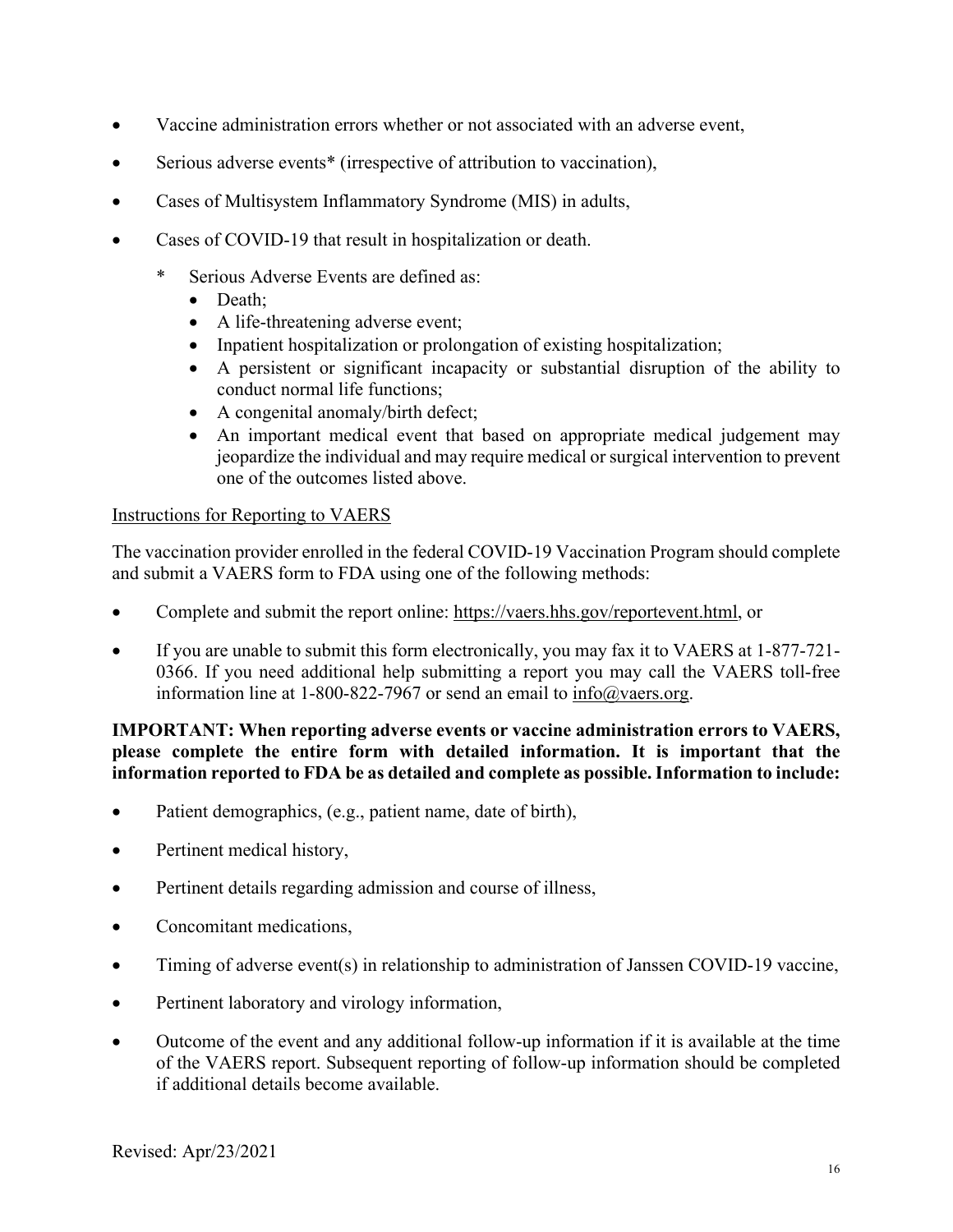- Vaccine administration errors whether or not associated with an adverse event,
- Serious adverse events* (irrespective of attribution to vaccination),
- Cases of Multisystem Inflammatory Syndrome (MIS) in adults,
- Cases of COVID-19 that result in hospitalization or death.

  \* Serious Adverse Events are defined as:
  - Death;
  - A life-threatening adverse event;
  - Inpatient hospitalization or prolongation of existing hospitalization;
  - A persistent or significant incapacity or substantial disruption of the ability to conduct normal life functions;
  - A congenital anomaly/birth defect;
  - An important medical event that based on appropriate medical judgement may jeopardize the individual and may require medical or surgical intervention to prevent one of the outcomes listed above.

<u>Instructions for Reporting to VAERS</u>

The vaccination provider enrolled in the federal COVID-19 Vaccination Program should complete and submit a VAERS form to FDA using one of the following methods:

- Complete and submit the report online: https://vaers.hhs.gov/reportevent.html, or
- If you are unable to submit this form electronically, you may fax it to VAERS at 1-877-721-0366. If you need additional help submitting a report you may call the VAERS toll-free information line at 1-800-822-7967 or send an email to info@vaers.org.

**IMPORTANT: When reporting adverse events or vaccine administration errors to VAERS, please complete the entire form with detailed information. It is important that the information reported to FDA be as detailed and complete as possible. Information to include:**

- Patient demographics, (e.g., patient name, date of birth),
- Pertinent medical history,
- Pertinent details regarding admission and course of illness,
- Concomitant medications,
- Timing of adverse event(s) in relationship to administration of Janssen COVID-19 vaccine,
- Pertinent laboratory and virology information,
- Outcome of the event and any additional follow-up information if it is available at the time of the VAERS report. Subsequent reporting of follow-up information should be completed if additional details become available.

Revised: Apr/23/2021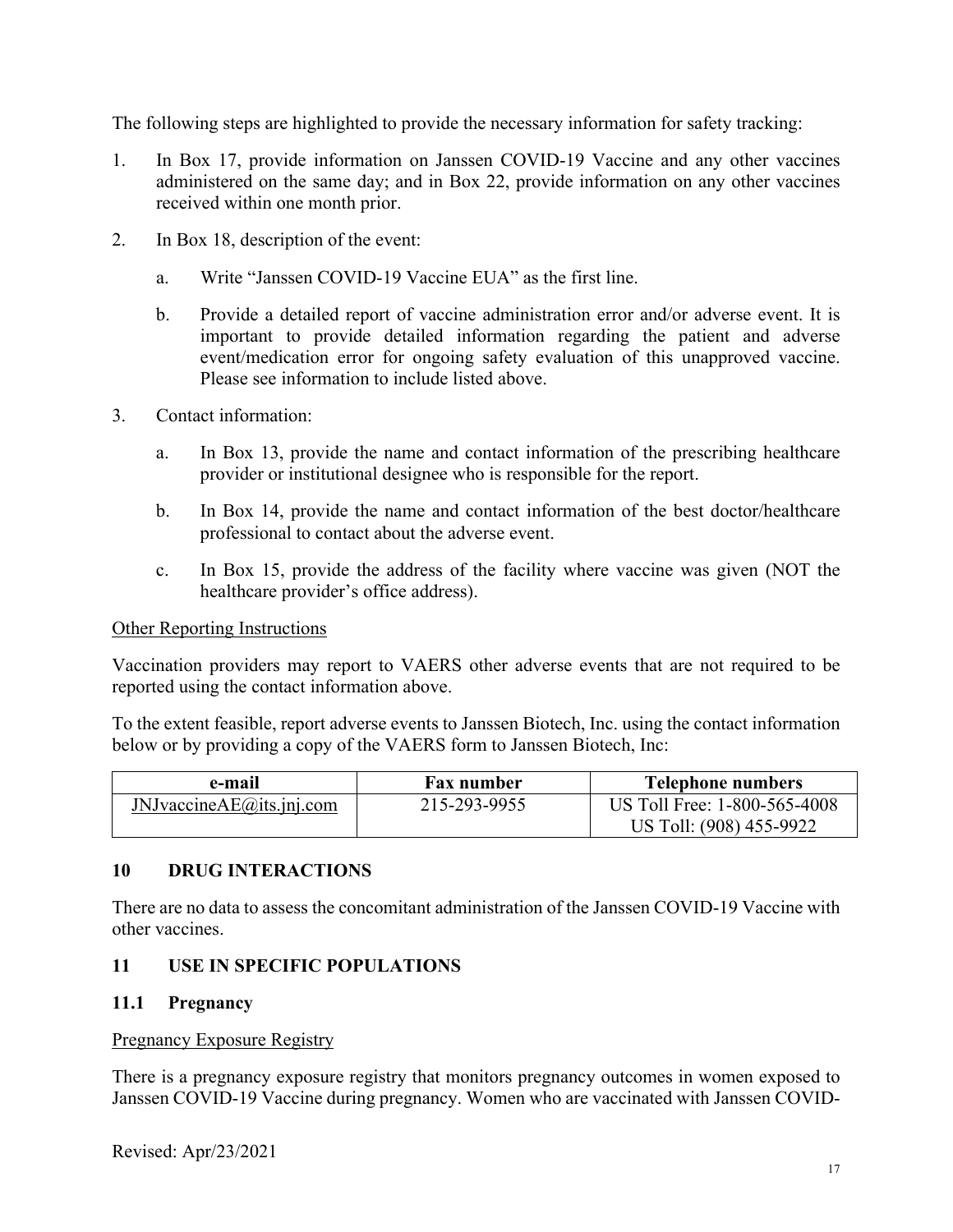The following steps are highlighted to provide the necessary information for safety tracking:

1. In Box 17, provide information on Janssen COVID-19 Vaccine and any other vaccines administered on the same day; and in Box 22, provide information on any other vaccines received within one month prior.
2. In Box 18, description of the event:
   a. Write "Janssen COVID-19 Vaccine EUA" as the first line.
   b. Provide a detailed report of vaccine administration error and/or adverse event. It is important to provide detailed information regarding the patient and adverse event/medication error for ongoing safety evaluation of this unapproved vaccine. Please see information to include listed above.
3. Contact information:
   a. In Box 13, provide the name and contact information of the prescribing healthcare provider or institutional designee who is responsible for the report.
   b. In Box 14, provide the name and contact information of the best doctor/healthcare professional to contact about the adverse event.
   c. In Box 15, provide the address of the facility where vaccine was given (NOT the healthcare provider's office address).

Other Reporting Instructions

Vaccination providers may report to VAERS other adverse events that are not required to be reported using the contact information above.

To the extent feasible, report adverse events to Janssen Biotech, Inc. using the contact information below or by providing a copy of the VAERS form to Janssen Biotech, Inc:

| e-mail | Fax number | Telephone numbers |
|---|---|---|
| JNJvaccineAE@its.jnj.com | 215-293-9955 | US Toll Free: 1-800-565-4008<br>US Toll: (908) 455-9922 |

## 10 DRUG INTERACTIONS

There are no data to assess the concomitant administration of the Janssen COVID-19 Vaccine with other vaccines.

## 11 USE IN SPECIFIC POPULATIONS

### 11.1 Pregnancy

Pregnancy Exposure Registry

There is a pregnancy exposure registry that monitors pregnancy outcomes in women exposed to Janssen COVID-19 Vaccine during pregnancy. Women who are vaccinated with Janssen COVID-

Revised: Apr/23/2021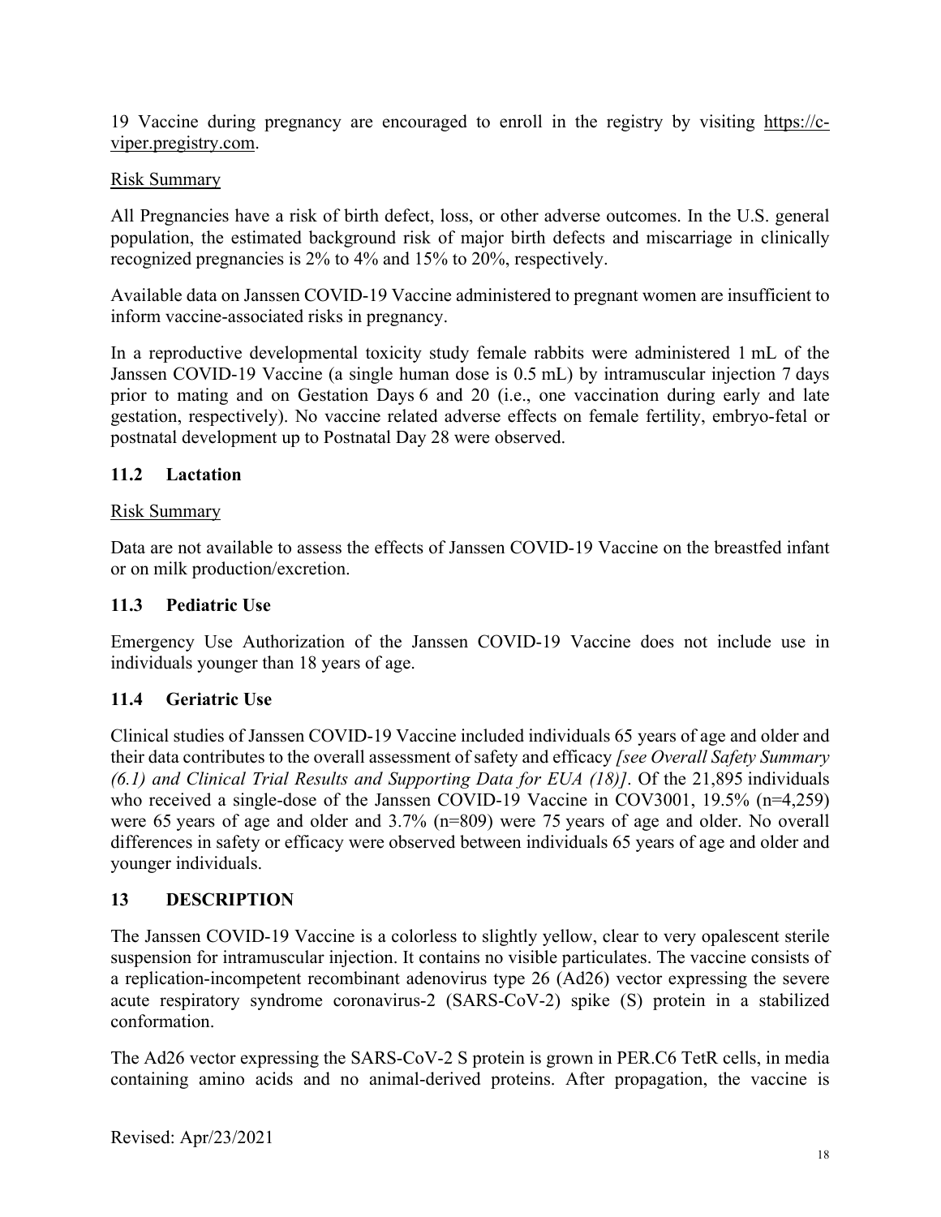19 Vaccine during pregnancy are encouraged to enroll in the registry by visiting https://c-viper.pregistry.com.

Risk Summary

All Pregnancies have a risk of birth defect, loss, or other adverse outcomes. In the U.S. general population, the estimated background risk of major birth defects and miscarriage in clinically recognized pregnancies is 2% to 4% and 15% to 20%, respectively.

Available data on Janssen COVID-19 Vaccine administered to pregnant women are insufficient to inform vaccine-associated risks in pregnancy.

In a reproductive developmental toxicity study female rabbits were administered 1 mL of the Janssen COVID-19 Vaccine (a single human dose is 0.5 mL) by intramuscular injection 7 days prior to mating and on Gestation Days 6 and 20 (i.e., one vaccination during early and late gestation, respectively). No vaccine related adverse effects on female fertility, embryo-fetal or postnatal development up to Postnatal Day 28 were observed.

## 11.2 Lactation

Risk Summary

Data are not available to assess the effects of Janssen COVID-19 Vaccine on the breastfed infant or on milk production/excretion.

## 11.3 Pediatric Use

Emergency Use Authorization of the Janssen COVID-19 Vaccine does not include use in individuals younger than 18 years of age.

## 11.4 Geriatric Use

Clinical studies of Janssen COVID-19 Vaccine included individuals 65 years of age and older and their data contributes to the overall assessment of safety and efficacy *[see Overall Safety Summary (6.1) and Clinical Trial Results and Supporting Data for EUA (18)]*. Of the 21,895 individuals who received a single-dose of the Janssen COVID-19 Vaccine in COV3001, 19.5% (n=4,259) were 65 years of age and older and 3.7% (n=809) were 75 years of age and older. No overall differences in safety or efficacy were observed between individuals 65 years of age and older and younger individuals.

# 13 DESCRIPTION

The Janssen COVID-19 Vaccine is a colorless to slightly yellow, clear to very opalescent sterile suspension for intramuscular injection. It contains no visible particulates. The vaccine consists of a replication-incompetent recombinant adenovirus type 26 (Ad26) vector expressing the severe acute respiratory syndrome coronavirus-2 (SARS-CoV-2) spike (S) protein in a stabilized conformation.

The Ad26 vector expressing the SARS-CoV-2 S protein is grown in PER.C6 TetR cells, in media containing amino acids and no animal-derived proteins. After propagation, the vaccine is

Revised: Apr/23/2021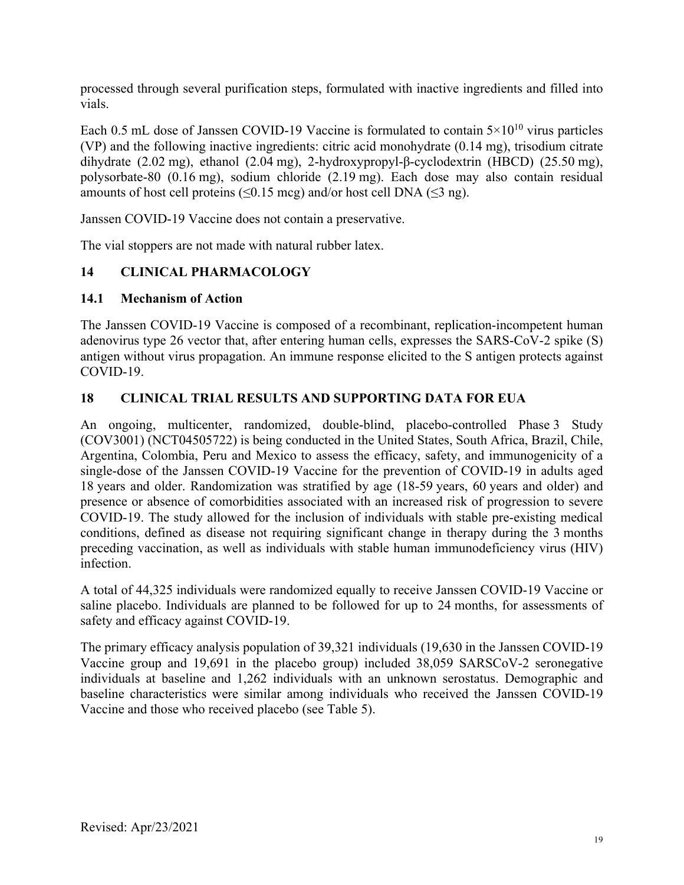processed through several purification steps, formulated with inactive ingredients and filled into vials.

Each 0.5 mL dose of Janssen COVID-19 Vaccine is formulated to contain $5 \times 10^{10}$ virus particles (VP) and the following inactive ingredients: citric acid monohydrate (0.14 mg), trisodium citrate dihydrate (2.02 mg), ethanol (2.04 mg), 2-hydroxypropyl-β-cyclodextrin (HBCD) (25.50 mg), polysorbate-80 (0.16 mg), sodium chloride (2.19 mg). Each dose may also contain residual amounts of host cell proteins (≤0.15 mcg) and/or host cell DNA (≤3 ng).

Janssen COVID-19 Vaccine does not contain a preservative.

The vial stoppers are not made with natural rubber latex.

## 14 CLINICAL PHARMACOLOGY

### 14.1 Mechanism of Action

The Janssen COVID-19 Vaccine is composed of a recombinant, replication-incompetent human adenovirus type 26 vector that, after entering human cells, expresses the SARS-CoV-2 spike (S) antigen without virus propagation. An immune response elicited to the S antigen protects against COVID-19.

## 18 CLINICAL TRIAL RESULTS AND SUPPORTING DATA FOR EUA

An ongoing, multicenter, randomized, double-blind, placebo-controlled Phase 3 Study (COV3001) (NCT04505722) is being conducted in the United States, South Africa, Brazil, Chile, Argentina, Colombia, Peru and Mexico to assess the efficacy, safety, and immunogenicity of a single-dose of the Janssen COVID-19 Vaccine for the prevention of COVID-19 in adults aged 18 years and older. Randomization was stratified by age (18-59 years, 60 years and older) and presence or absence of comorbidities associated with an increased risk of progression to severe COVID-19. The study allowed for the inclusion of individuals with stable pre-existing medical conditions, defined as disease not requiring significant change in therapy during the 3 months preceding vaccination, as well as individuals with stable human immunodeficiency virus (HIV) infection.

A total of 44,325 individuals were randomized equally to receive Janssen COVID-19 Vaccine or saline placebo. Individuals are planned to be followed for up to 24 months, for assessments of safety and efficacy against COVID-19.

The primary efficacy analysis population of 39,321 individuals (19,630 in the Janssen COVID-19 Vaccine group and 19,691 in the placebo group) included 38,059 SARSCoV-2 seronegative individuals at baseline and 1,262 individuals with an unknown serostatus. Demographic and baseline characteristics were similar among individuals who received the Janssen COVID-19 Vaccine and those who received placebo (see Table 5).

Revised: Apr/23/2021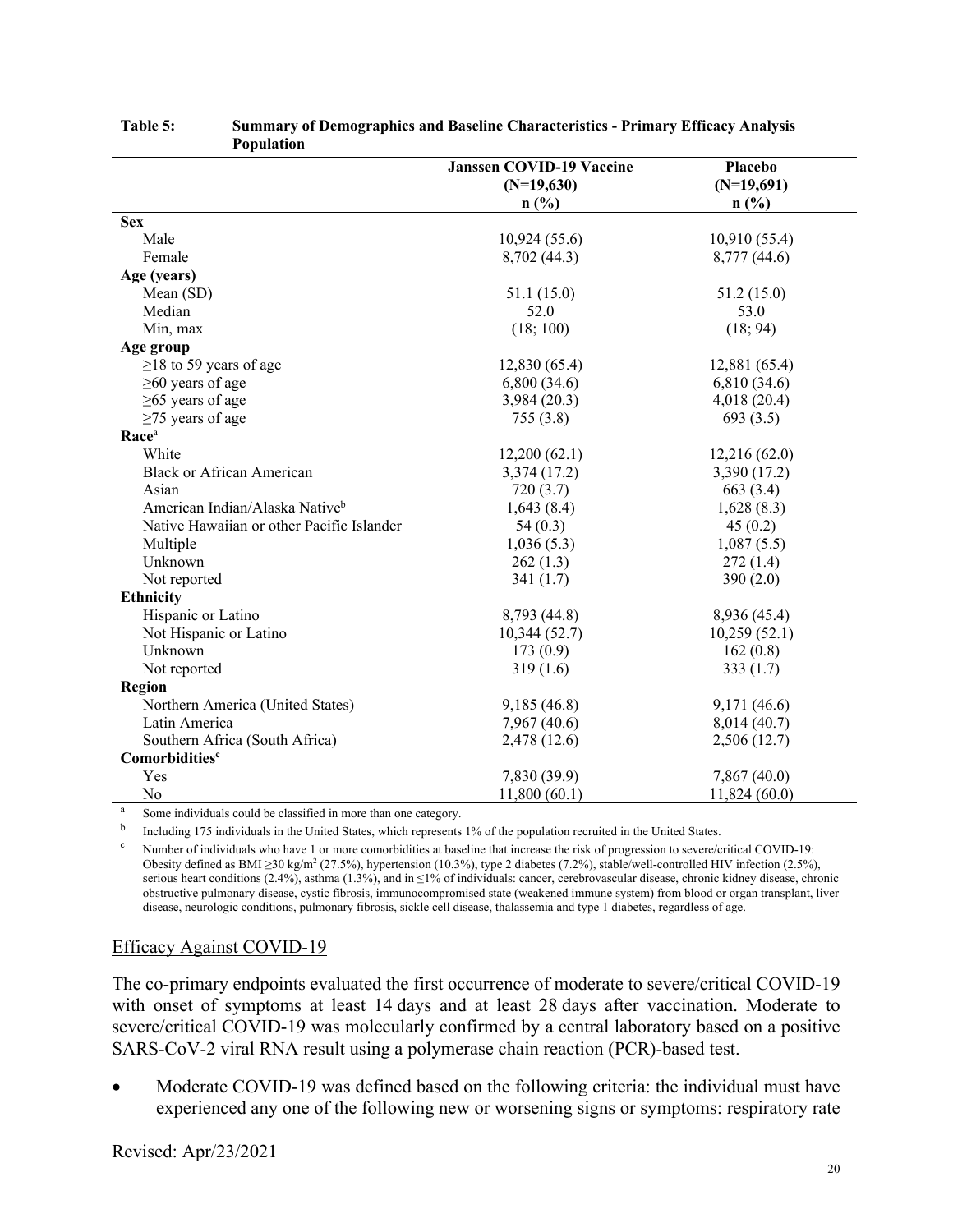**Table 5: Summary of Demographics and Baseline Characteristics - Primary Efficacy Analysis Population**

| | Janssen COVID-19 Vaccine (N=19,630) n (%) | Placebo (N=19,691) n (%) |
|---|---|---|
| **Sex** | | |
| Male | 10,924 (55.6) | 10,910 (55.4) |
| Female | 8,702 (44.3) | 8,777 (44.6) |
| **Age (years)** | | |
| Mean (SD) | 51.1 (15.0) | 51.2 (15.0) |
| Median | 52.0 | 53.0 |
| Min, max | (18; 100) | (18; 94) |
| **Age group** | | |
| ≥18 to 59 years of age | 12,830 (65.4) | 12,881 (65.4) |
| ≥60 years of age | 6,800 (34.6) | 6,810 (34.6) |
| ≥65 years of age | 3,984 (20.3) | 4,018 (20.4) |
| ≥75 years of age | 755 (3.8) | 693 (3.5) |
| **Race**[a] | | |
| White | 12,200 (62.1) | 12,216 (62.0) |
| Black or African American | 3,374 (17.2) | 3,390 (17.2) |
| Asian | 720 (3.7) | 663 (3.4) |
| American Indian/Alaska Native[b] | 1,643 (8.4) | 1,628 (8.3) |
| Native Hawaiian or other Pacific Islander | 54 (0.3) | 45 (0.2) |
| Multiple | 1,036 (5.3) | 1,087 (5.5) |
| Unknown | 262 (1.3) | 272 (1.4) |
| Not reported | 341 (1.7) | 390 (2.0) |
| **Ethnicity** | | |
| Hispanic or Latino | 8,793 (44.8) | 8,936 (45.4) |
| Not Hispanic or Latino | 10,344 (52.7) | 10,259 (52.1) |
| Unknown | 173 (0.9) | 162 (0.8) |
| Not reported | 319 (1.6) | 333 (1.7) |
| **Region** | | |
| Northern America (United States) | 9,185 (46.8) | 9,171 (46.6) |
| Latin America | 7,967 (40.6) | 8,014 (40.7) |
| Southern Africa (South Africa) | 2,478 (12.6) | 2,506 (12.7) |
| **Comorbidities**[c] | | |
| Yes | 7,830 (39.9) | 7,867 (40.0) |
| No | 11,800 (60.1) | 11,824 (60.0) |

[a] Some individuals could be classified in more than one category.

[b] Including 175 individuals in the United States, which represents 1% of the population recruited in the United States.

[c] Number of individuals who have 1 or more comorbidities at baseline that increase the risk of progression to severe/critical COVID-19: Obesity defined as BMI ≥30 kg/m$^2$ (27.5%), hypertension (10.3%), type 2 diabetes (7.2%), stable/well-controlled HIV infection (2.5%), serious heart conditions (2.4%), asthma (1.3%), and in ≤1% of individuals: cancer, cerebrovascular disease, chronic kidney disease, chronic obstructive pulmonary disease, cystic fibrosis, immunocompromised state (weakened immune system) from blood or organ transplant, liver disease, neurologic conditions, pulmonary fibrosis, sickle cell disease, thalassemia and type 1 diabetes, regardless of age.

## Efficacy Against COVID-19

The co-primary endpoints evaluated the first occurrence of moderate to severe/critical COVID-19 with onset of symptoms at least 14 days and at least 28 days after vaccination. Moderate to severe/critical COVID-19 was molecularly confirmed by a central laboratory based on a positive SARS-CoV-2 viral RNA result using a polymerase chain reaction (PCR)-based test.

- Moderate COVID-19 was defined based on the following criteria: the individual must have experienced any one of the following new or worsening signs or symptoms: respiratory rate

Revised: Apr/23/2021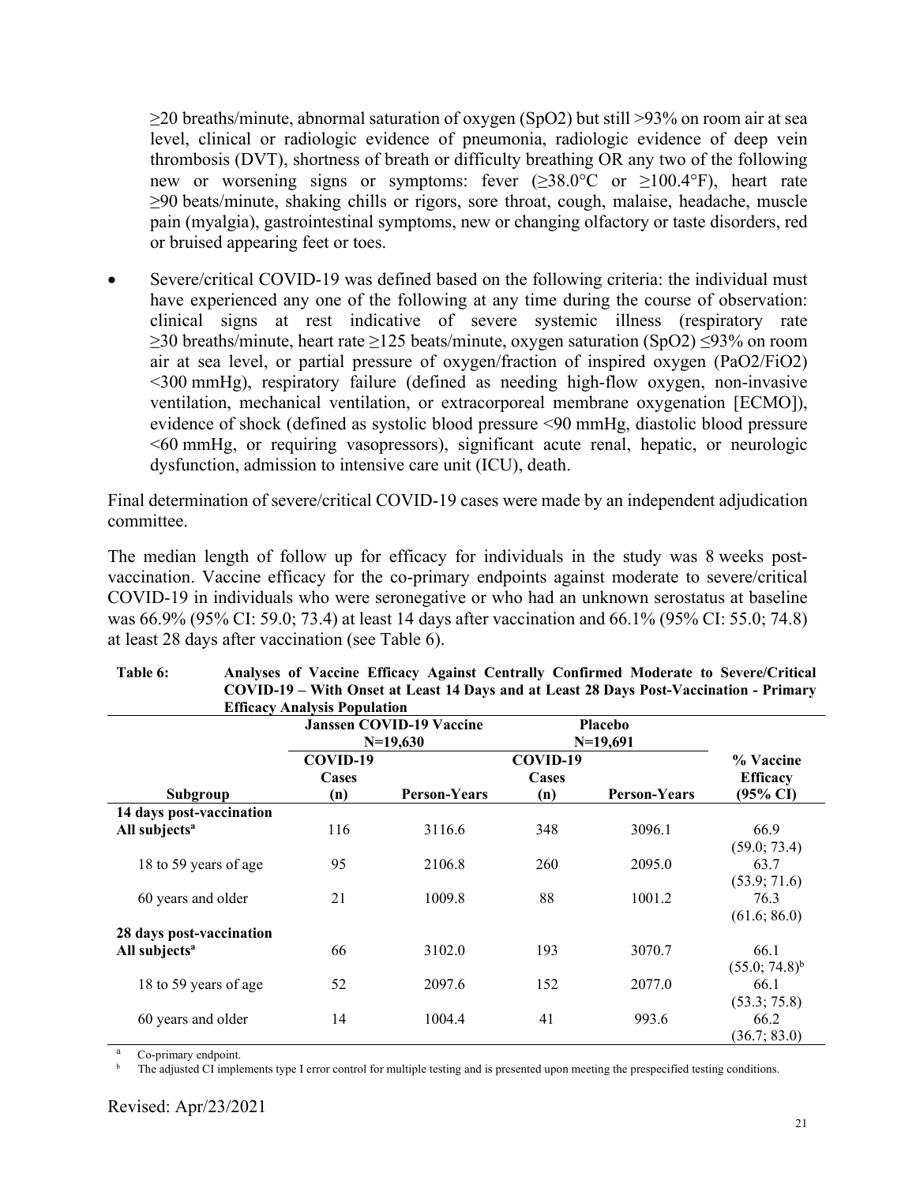≥20 breaths/minute, abnormal saturation of oxygen (SpO2) but still >93% on room air at sea level, clinical or radiologic evidence of pneumonia, radiologic evidence of deep vein thrombosis (DVT), shortness of breath or difficulty breathing OR any two of the following new or worsening signs or symptoms: fever (≥38.0°C or ≥100.4°F), heart rate ≥90 beats/minute, shaking chills or rigors, sore throat, cough, malaise, headache, muscle pain (myalgia), gastrointestinal symptoms, new or changing olfactory or taste disorders, red or bruised appearing feet or toes.

- Severe/critical COVID-19 was defined based on the following criteria: the individual must have experienced any one of the following at any time during the course of observation: clinical signs at rest indicative of severe systemic illness (respiratory rate ≥30 breaths/minute, heart rate ≥125 beats/minute, oxygen saturation (SpO2) ≤93% on room air at sea level, or partial pressure of oxygen/fraction of inspired oxygen (PaO2/FiO2) <300 mmHg), respiratory failure (defined as needing high-flow oxygen, non-invasive ventilation, mechanical ventilation, or extracorporeal membrane oxygenation [ECMO]), evidence of shock (defined as systolic blood pressure <90 mmHg, diastolic blood pressure <60 mmHg, or requiring vasopressors), significant acute renal, hepatic, or neurologic dysfunction, admission to intensive care unit (ICU), death.

Final determination of severe/critical COVID-19 cases were made by an independent adjudication committee.

The median length of follow up for efficacy for individuals in the study was 8 weeks post-vaccination. Vaccine efficacy for the co-primary endpoints against moderate to severe/critical COVID-19 in individuals who were seronegative or who had an unknown serostatus at baseline was 66.9% (95% CI: 59.0; 73.4) at least 14 days after vaccination and 66.1% (95% CI: 55.0; 74.8) at least 28 days after vaccination (see Table 6).

**Table 6: Analyses of Vaccine Efficacy Against Centrally Confirmed Moderate to Severe/Critical COVID-19 – With Onset at Least 14 Days and at Least 28 Days Post-Vaccination - Primary Efficacy Analysis Population**

| | Janssen COVID-19 Vaccine N=19,630 | | Placebo N=19,691 | | |
|---|---|---|---|---|---|
| **Subgroup** | **COVID-19 Cases (n)** | **Person-Years** | **COVID-19 Cases (n)** | **Person-Years** | **% Vaccine Efficacy (95% CI)** |
| **14 days post-vaccination** | | | | | |
| **All subjects[a]** | 116 | 3116.6 | 348 | 3096.1 | 66.9 (59.0; 73.4) |
| 18 to 59 years of age | 95 | 2106.8 | 260 | 2095.0 | 63.7 (53.9; 71.6) |
| 60 years and older | 21 | 1009.8 | 88 | 1001.2 | 76.3 (61.6; 86.0) |
| **28 days post-vaccination** | | | | | |
| **All subjects[a]** | 66 | 3102.0 | 193 | 3070.7 | 66.1 (55.0; 74.8)[b] |
| 18 to 59 years of age | 52 | 2097.6 | 152 | 2077.0 | 66.1 (53.3; 75.8) |
| 60 years and older | 14 | 1004.4 | 41 | 993.6 | 66.2 (36.7; 83.0) |

[a] Co-primary endpoint.

[b] The adjusted CI implements type I error control for multiple testing and is presented upon meeting the prespecified testing conditions.

Revised: Apr/23/2021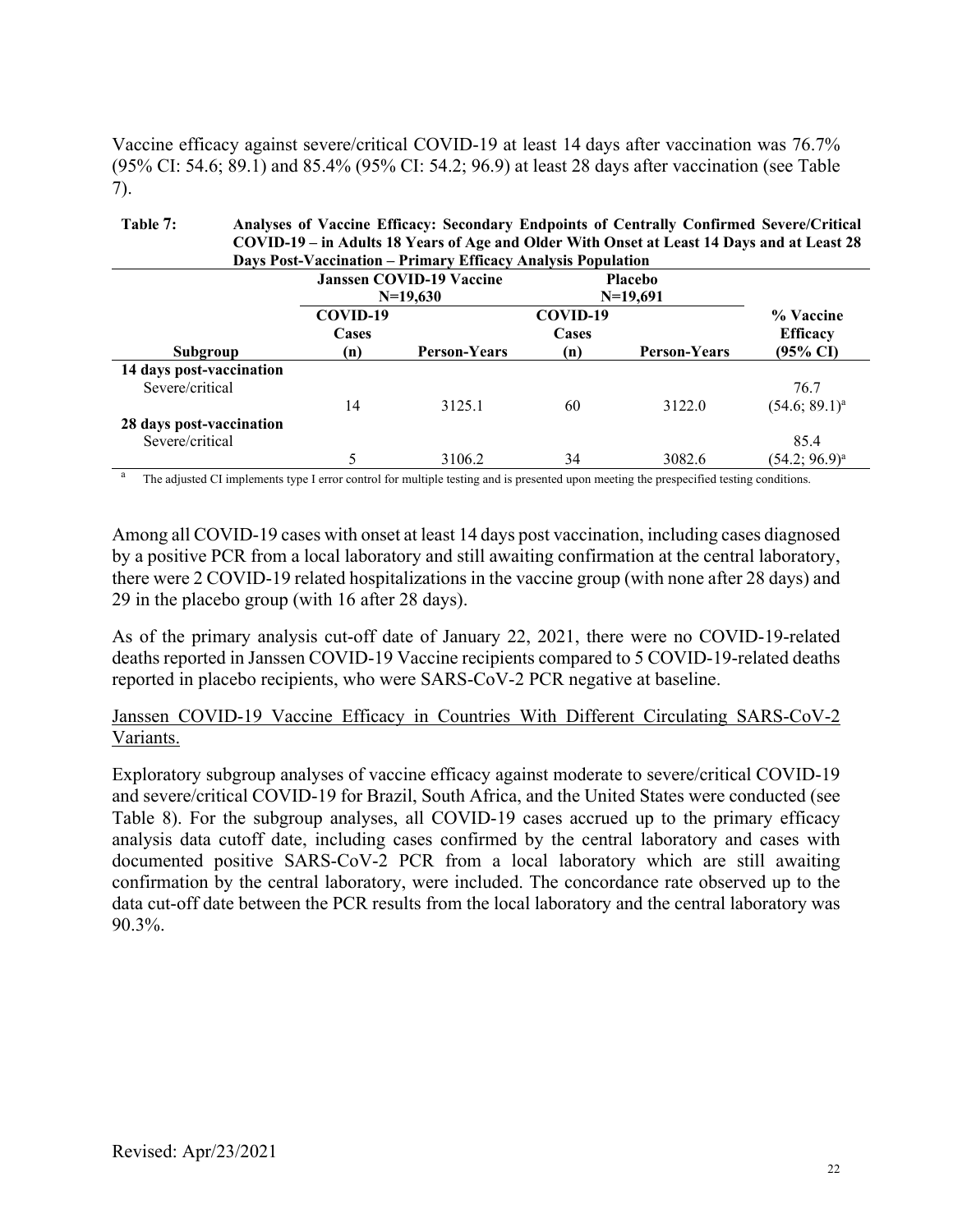Vaccine efficacy against severe/critical COVID-19 at least 14 days after vaccination was 76.7% (95% CI: 54.6; 89.1) and 85.4% (95% CI: 54.2; 96.9) at least 28 days after vaccination (see Table 7).

**Table 7: Analyses of Vaccine Efficacy: Secondary Endpoints of Centrally Confirmed Severe/Critical COVID-19 – in Adults 18 Years of Age and Older With Onset at Least 14 Days and at Least 28 Days Post-Vaccination – Primary Efficacy Analysis Population**

| | Janssen COVID-19 Vaccine N=19,630 | | Placebo N=19,691 | | |
|---|---|---|---|---|---|
| **Subgroup** | **COVID-19 Cases (n)** | **Person-Years** | **COVID-19 Cases (n)** | **Person-Years** | **% Vaccine Efficacy (95% CI)** |
| **14 days post-vaccination** | | | | | |
| Severe/critical | 14 | 3125.1 | 60 | 3122.0 | 76.7 (54.6; 89.1)[a] |
| **28 days post-vaccination** | | | | | |
| Severe/critical | 5 | 3106.2 | 34 | 3082.6 | 85.4 (54.2; 96.9)[a] |

[a] The adjusted CI implements type I error control for multiple testing and is presented upon meeting the prespecified testing conditions.

Among all COVID-19 cases with onset at least 14 days post vaccination, including cases diagnosed by a positive PCR from a local laboratory and still awaiting confirmation at the central laboratory, there were 2 COVID-19 related hospitalizations in the vaccine group (with none after 28 days) and 29 in the placebo group (with 16 after 28 days).

As of the primary analysis cut-off date of January 22, 2021, there were no COVID-19-related deaths reported in Janssen COVID-19 Vaccine recipients compared to 5 COVID-19-related deaths reported in placebo recipients, who were SARS-CoV-2 PCR negative at baseline.

Janssen COVID-19 Vaccine Efficacy in Countries With Different Circulating SARS-CoV-2 Variants.

Exploratory subgroup analyses of vaccine efficacy against moderate to severe/critical COVID-19 and severe/critical COVID-19 for Brazil, South Africa, and the United States were conducted (see Table 8). For the subgroup analyses, all COVID-19 cases accrued up to the primary efficacy analysis data cutoff date, including cases confirmed by the central laboratory and cases with documented positive SARS-CoV-2 PCR from a local laboratory which are still awaiting confirmation by the central laboratory, were included. The concordance rate observed up to the data cut-off date between the PCR results from the local laboratory and the central laboratory was 90.3%.

Revised: Apr/23/2021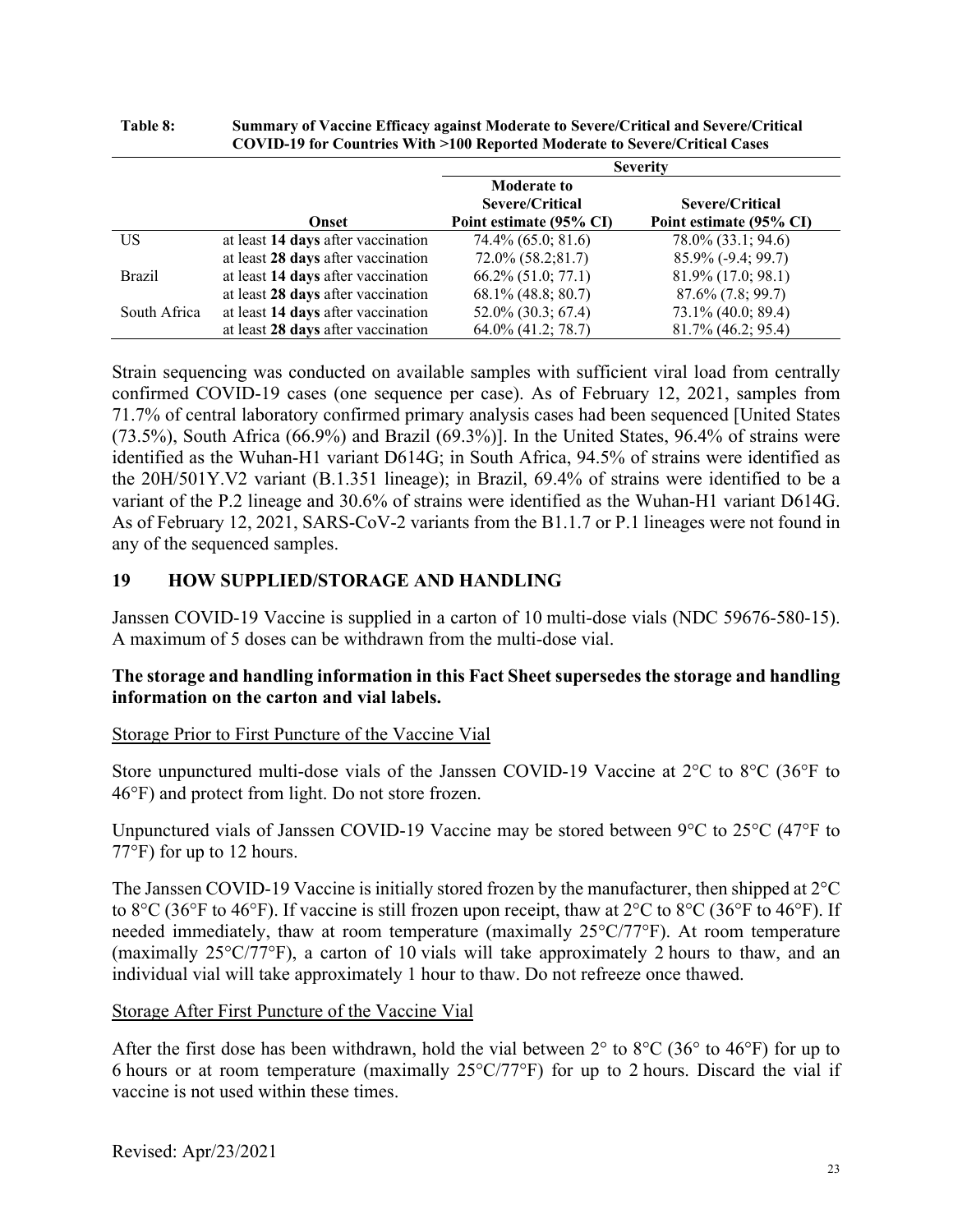**Table 8: Summary of Vaccine Efficacy against Moderate to Severe/Critical and Severe/Critical COVID-19 for Countries With >100 Reported Moderate to Severe/Critical Cases**

| | | Severity | |
|---|---|---|---|
| | **Onset** | **Moderate to Severe/Critical Point estimate (95% CI)** | **Severe/Critical Point estimate (95% CI)** |
| US | at least **14 days** after vaccination | 74.4% (65.0; 81.6) | 78.0% (33.1; 94.6) |
| | at least **28 days** after vaccination | 72.0% (58.2;81.7) | 85.9% (-9.4; 99.7) |
| Brazil | at least **14 days** after vaccination | 66.2% (51.0; 77.1) | 81.9% (17.0; 98.1) |
| | at least **28 days** after vaccination | 68.1% (48.8; 80.7) | 87.6% (7.8; 99.7) |
| South Africa | at least **14 days** after vaccination | 52.0% (30.3; 67.4) | 73.1% (40.0; 89.4) |
| | at least **28 days** after vaccination | 64.0% (41.2; 78.7) | 81.7% (46.2; 95.4) |

Strain sequencing was conducted on available samples with sufficient viral load from centrally confirmed COVID-19 cases (one sequence per case). As of February 12, 2021, samples from 71.7% of central laboratory confirmed primary analysis cases had been sequenced [United States (73.5%), South Africa (66.9%) and Brazil (69.3%)]. In the United States, 96.4% of strains were identified as the Wuhan-H1 variant D614G; in South Africa, 94.5% of strains were identified as the 20H/501Y.V2 variant (B.1.351 lineage); in Brazil, 69.4% of strains were identified to be a variant of the P.2 lineage and 30.6% of strains were identified as the Wuhan-H1 variant D614G. As of February 12, 2021, SARS-CoV-2 variants from the B1.1.7 or P.1 lineages were not found in any of the sequenced samples.

## 19 HOW SUPPLIED/STORAGE AND HANDLING

Janssen COVID-19 Vaccine is supplied in a carton of 10 multi-dose vials (NDC 59676-580-15). A maximum of 5 doses can be withdrawn from the multi-dose vial.

**The storage and handling information in this Fact Sheet supersedes the storage and handling information on the carton and vial labels.**

Storage Prior to First Puncture of the Vaccine Vial

Store unpunctured multi-dose vials of the Janssen COVID-19 Vaccine at 2°C to 8°C (36°F to 46°F) and protect from light. Do not store frozen.

Unpunctured vials of Janssen COVID-19 Vaccine may be stored between 9°C to 25°C (47°F to 77°F) for up to 12 hours.

The Janssen COVID-19 Vaccine is initially stored frozen by the manufacturer, then shipped at 2°C to 8°C (36°F to 46°F). If vaccine is still frozen upon receipt, thaw at 2°C to 8°C (36°F to 46°F). If needed immediately, thaw at room temperature (maximally 25°C/77°F). At room temperature (maximally 25°C/77°F), a carton of 10 vials will take approximately 2 hours to thaw, and an individual vial will take approximately 1 hour to thaw. Do not refreeze once thawed.

Storage After First Puncture of the Vaccine Vial

After the first dose has been withdrawn, hold the vial between 2° to 8°C (36° to 46°F) for up to 6 hours or at room temperature (maximally 25°C/77°F) for up to 2 hours. Discard the vial if vaccine is not used within these times.

Revised: Apr/23/2021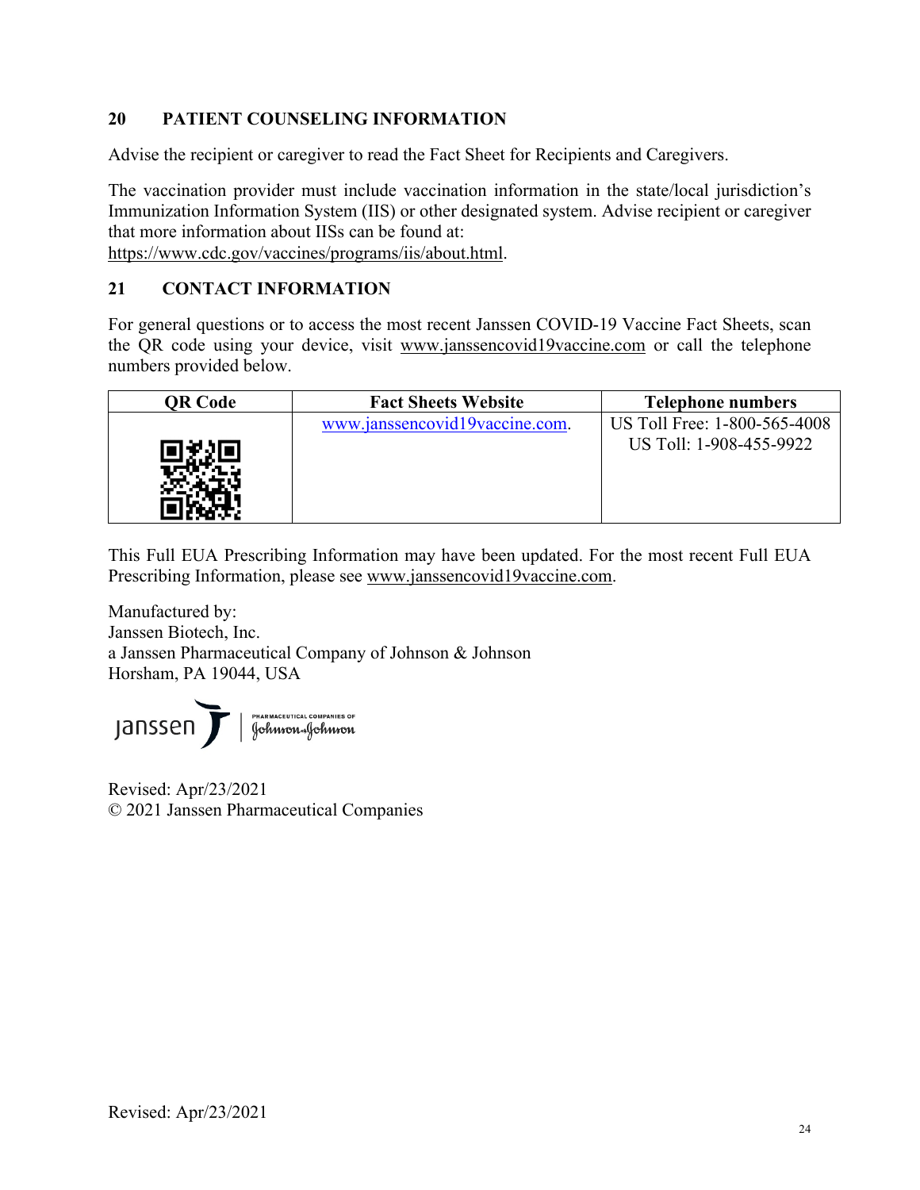## 20 PATIENT COUNSELING INFORMATION

Advise the recipient or caregiver to read the Fact Sheet for Recipients and Caregivers.

The vaccination provider must include vaccination information in the state/local jurisdiction's Immunization Information System (IIS) or other designated system. Advise recipient or caregiver that more information about IISs can be found at:
https://www.cdc.gov/vaccines/programs/iis/about.html.

## 21 CONTACT INFORMATION

For general questions or to access the most recent Janssen COVID-19 Vaccine Fact Sheets, scan the QR code using your device, visit www.janssencovid19vaccine.com or call the telephone numbers provided below.

| QR Code | Fact Sheets Website | Telephone numbers |
|---|---|---|
| | www.janssencovid19vaccine.com. | US Toll Free: 1-800-565-4008<br>US Toll: 1-908-455-9922 |

This Full EUA Prescribing Information may have been updated. For the most recent Full EUA Prescribing Information, please see www.janssencovid19vaccine.com.

Manufactured by:
Janssen Biotech, Inc.
a Janssen Pharmaceutical Company of Johnson & Johnson
Horsham, PA 19044, USA

janssen | PHARMACEUTICAL COMPANIES OF Johnson & Johnson

Revised: Apr/23/2021
© 2021 Janssen Pharmaceutical Companies